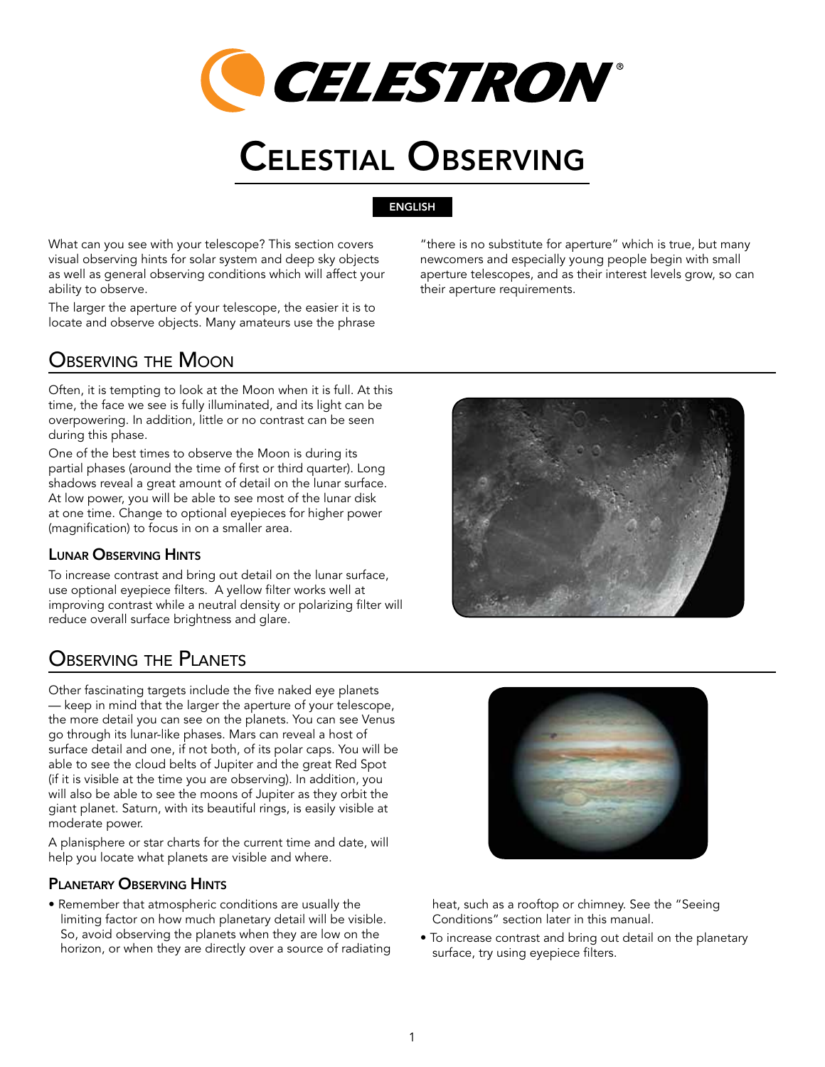# CELESTIAL OBSERVING

ENGLISH

What can you see with your telescope? This section covers visual observing hints for solar system and deep sky objects as well as general observing conditions which will affect your ability to observe.

The larger the aperture of your telescope, the easier it is to locate and observe objects. Many amateurs use the phrase "there is no substitute for aperture" which is true, but many newcomers and especially young people begin with small aperture telescopes, and as their interest levels grow, so can their aperture requirements.

## OBSERVING THE MOON

Often, it is tempting to look at the Moon when it is full. At this time, the face we see is fully illuminated, and its light can be overpowering. In addition, little or no contrast can be seen during this phase.

One of the best times to observe the Moon is during its partial phases (around the time of first or third quarter). Long shadows reveal a great amount of detail on the lunar surface. At low power, you will be able to see most of the lunar disk at one time. Change to optional eyepieces for higher power (magnification) to focus in on a smaller area.

### LUNAR OBSERVING HINTS

To increase contrast and bring out detail on the lunar surface, use optional eyepiece filters. A yellow filter works well at improving contrast while a neutral density or polarizing filter will reduce overall surface brightness and glare.

## OBSERVING THE PLANETS

Other fascinating targets include the five naked eye planets — keep in mind that the larger the aperture of your telescope, the more detail you can see on the planets. You can see Venus go through its lunar-like phases. Mars can reveal a host of surface detail and one, if not both, of its polar caps. You will be able to see the cloud belts of Jupiter and the great Red Spot (if it is visible at the time you are observing). In addition, you will also be able to see the moons of Jupiter as they orbit the giant planet. Saturn, with its beautiful rings, is easily visible at moderate power.

A planisphere or star charts for the current time and date, will help you locate what planets are visible and where.

### PLANETARY OBSERVING HINTS

- Remember that atmospheric conditions are usually the limiting factor on how much planetary detail will be visible. So, avoid observing the planets when they are low on the horizon, or when they are directly over a source of radiating heat, such as a rooftop or chimney. See the "Seeing Conditions" section later in this manual.
- To increase contrast and bring out detail on the planetary surface, try using eyepiece filters.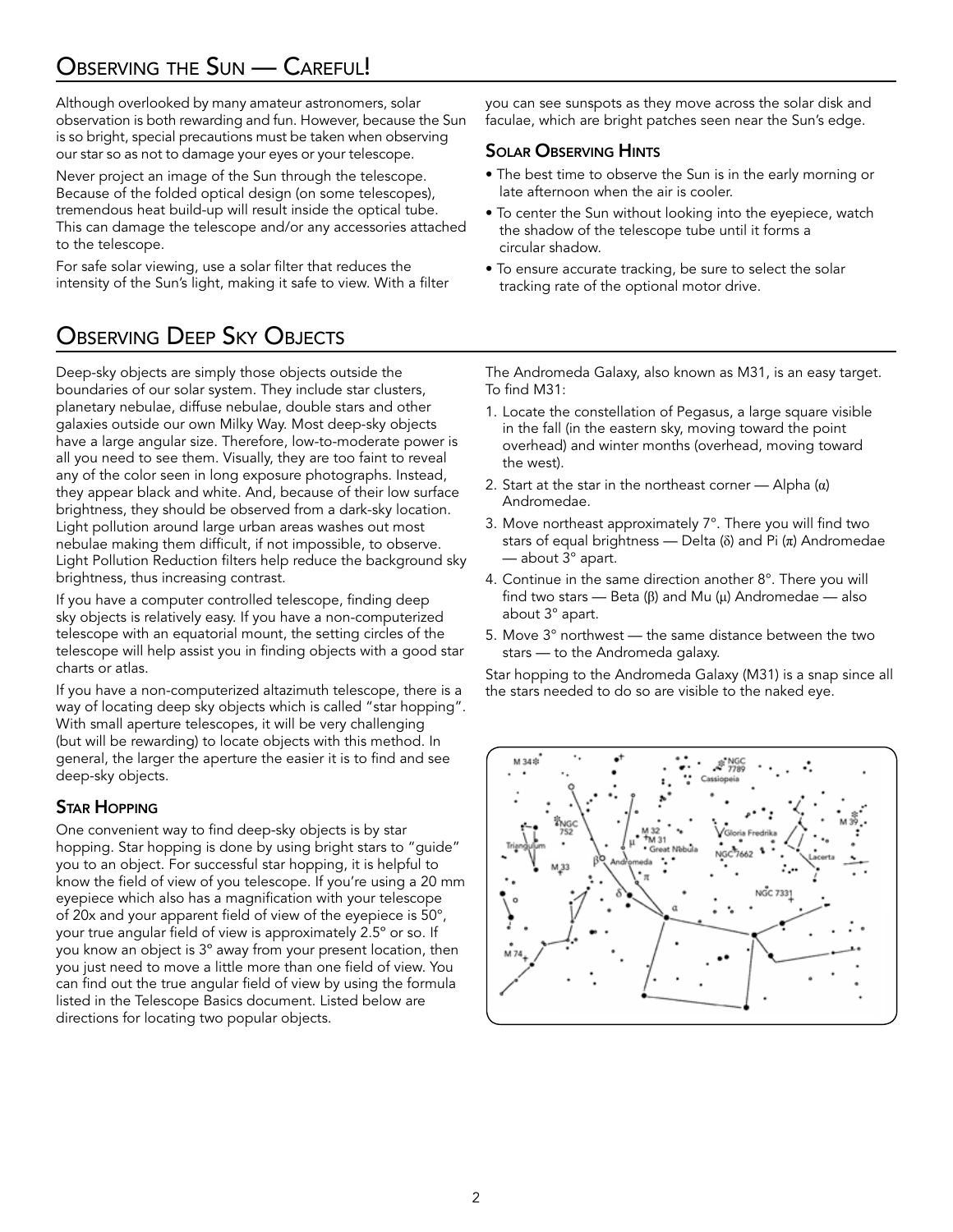# Observing the Sun — Careful!

Although overlooked by many amateur astronomers, solar observation is both rewarding and fun. However, because the Sun is so bright, special precautions must be taken when observing our star so as not to damage your eyes or your telescope.

Never project an image of the Sun through the telescope. Because of the folded optical design (on some telescopes), tremendous heat build-up will result inside the optical tube. This can damage the telescope and/or any accessories attached to the telescope.

For safe solar viewing, use a solar filter that reduces the intensity of the Sun's light, making it safe to view. With a filter you can see sunspots as they move across the solar disk and faculae, which are bright patches seen near the Sun's edge.

## Solar Observing Hints

- The best time to observe the Sun is in the early morning or late afternoon when the air is cooler.
- To center the Sun without looking into the eyepiece, watch the shadow of the telescope tube until it forms a circular shadow.
- To ensure accurate tracking, be sure to select the solar tracking rate of the optional motor drive.

# Observing Deep Sky Objects

Deep-sky objects are simply those objects outside the boundaries of our solar system. They include star clusters, planetary nebulae, diffuse nebulae, double stars and other galaxies outside our own Milky Way. Most deep-sky objects have a large angular size. Therefore, low-to-moderate power is all you need to see them. Visually, they are too faint to reveal any of the color seen in long exposure photographs. Instead, they appear black and white. And, because of their low surface brightness, they should be observed from a dark-sky location. Light pollution around large urban areas washes out most nebulae making them difficult, if not impossible, to observe. Light Pollution Reduction filters help reduce the background sky brightness, thus increasing contrast.

If you have a computer controlled telescope, finding deep sky objects is relatively easy. If you have a non-computerized telescope with an equatorial mount, the setting circles of the telescope will help assist you in finding objects with a good star charts or atlas.

If you have a non-computerized altazimuth telescope, there is a way of locating deep sky objects which is called "star hopping". With small aperture telescopes, it will be very challenging (but will be rewarding) to locate objects with this method. In general, the larger the aperture the easier it is to find and see deep-sky objects.

## Star Hopping

One convenient way to find deep-sky objects is by star hopping. Star hopping is done by using bright stars to "guide" you to an object. For successful star hopping, it is helpful to know the field of view of you telescope. If you're using a 20 mm eyepiece which also has a magnification with your telescope of 20x and your apparent field of view of the eyepiece is 50°, your true angular field of view is approximately 2.5° or so. If you know an object is 3° away from your present location, then you just need to move a little more than one field of view. You can find out the true angular field of view by using the formula listed in the Telescope Basics document. Listed below are directions for locating two popular objects.

The Andromeda Galaxy, also known as M31, is an easy target. To find M31:

1. Locate the constellation of Pegasus, a large square visible in the fall (in the eastern sky, moving toward the point overhead) and winter months (overhead, moving toward the west).
2. Start at the star in the northeast corner — Alpha (α) Andromedae.
3. Move northeast approximately 7°. There you will find two stars of equal brightness — Delta (δ) and Pi (π) Andromedae — about 3° apart.
4. Continue in the same direction another 8°. There you will find two stars — Beta (β) and Mu (μ) Andromedae — also about 3° apart.
5. Move 3° northwest — the same distance between the two stars — to the Andromeda galaxy.

Star hopping to the Andromeda Galaxy (M31) is a snap since all the stars needed to do so are visible to the naked eye.

M 34
NGC 7789
Cassiopeia
NGC 752
Triangulum
M 32
M 31
Great Nebula
μ
β
Andromeda
π
δ
α
M 33
Gloria Fredrika
NGC 7662
Lacerta
M 39
NGC 7331
M 74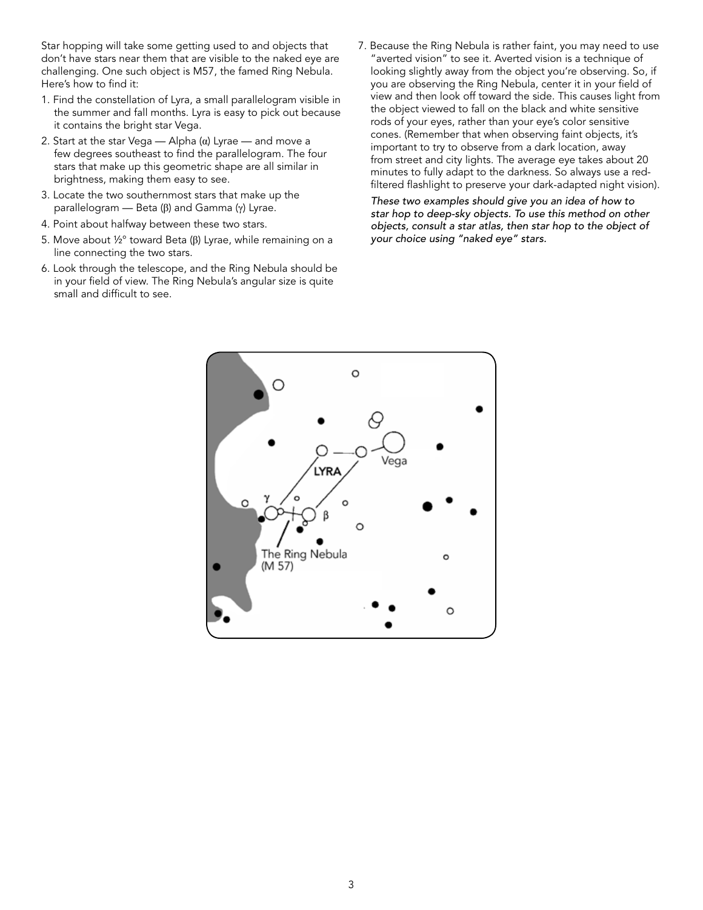Star hopping will take some getting used to and objects that don't have stars near them that are visible to the naked eye are challenging. One such object is M57, the famed Ring Nebula. Here's how to find it:

1. Find the constellation of Lyra, a small parallelogram visible in the summer and fall months. Lyra is easy to pick out because it contains the bright star Vega.
2. Start at the star Vega — Alpha (α) Lyrae — and move a few degrees southeast to find the parallelogram. The four stars that make up this geometric shape are all similar in brightness, making them easy to see.
3. Locate the two southernmost stars that make up the parallelogram — Beta (β) and Gamma (γ) Lyrae.
4. Point about halfway between these two stars.
5. Move about ½° toward Beta (β) Lyrae, while remaining on a line connecting the two stars.
6. Look through the telescope, and the Ring Nebula should be in your field of view. The Ring Nebula's angular size is quite small and difficult to see.
7. Because the Ring Nebula is rather faint, you may need to use "averted vision" to see it. Averted vision is a technique of looking slightly away from the object you're observing. So, if you are observing the Ring Nebula, center it in your field of view and then look off toward the side. This causes light from the object viewed to fall on the black and white sensitive rods of your eyes, rather than your eye's color sensitive cones. (Remember that when observing faint objects, it's important to try to observe from a dark location, away from street and city lights. The average eye takes about 20 minutes to fully adapt to the darkness. So always use a red-filtered flashlight to preserve your dark-adapted night vision).

*These two examples should give you an idea of how to star hop to deep-sky objects. To use this method on other objects, consult a star atlas, then star hop to the object of your choice using "naked eye" stars.*

Vega

LYRA

γ

β

The Ring Nebula
(M 57)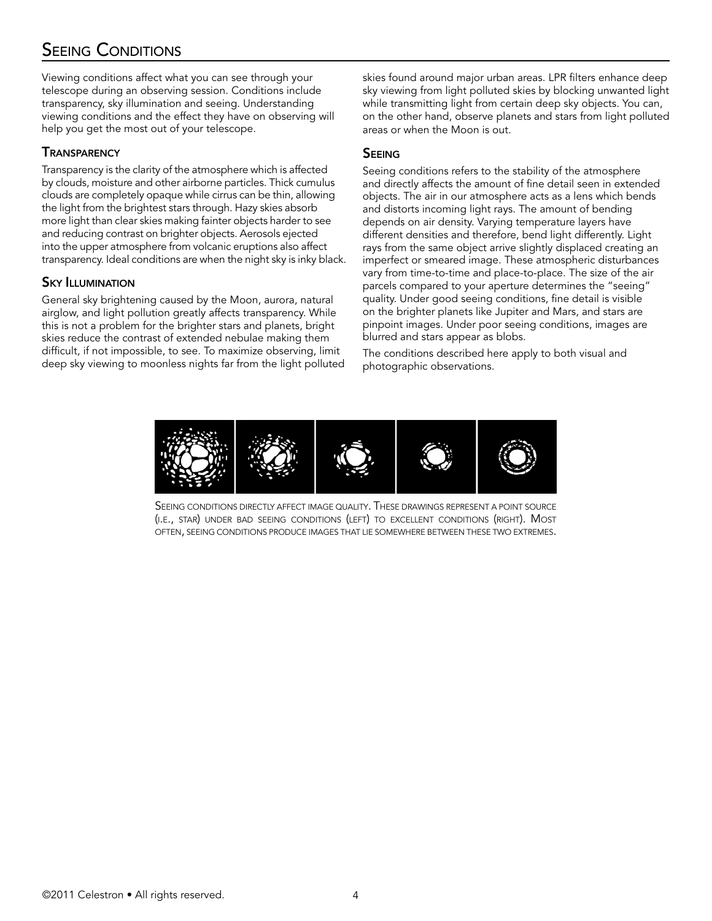# Seeing Conditions

Viewing conditions affect what you can see through your telescope during an observing session. Conditions include transparency, sky illumination and seeing. Understanding viewing conditions and the effect they have on observing will help you get the most out of your telescope.

## Transparency

Transparency is the clarity of the atmosphere which is affected by clouds, moisture and other airborne particles. Thick cumulus clouds are completely opaque while cirrus can be thin, allowing the light from the brightest stars through. Hazy skies absorb more light than clear skies making fainter objects harder to see and reducing contrast on brighter objects. Aerosols ejected into the upper atmosphere from volcanic eruptions also affect transparency. Ideal conditions are when the night sky is inky black.

## Sky Illumination

General sky brightening caused by the Moon, aurora, natural airglow, and light pollution greatly affects transparency. While this is not a problem for the brighter stars and planets, bright skies reduce the contrast of extended nebulae making them difficult, if not impossible, to see. To maximize observing, limit deep sky viewing to moonless nights far from the light polluted skies found around major urban areas. LPR filters enhance deep sky viewing from light polluted skies by blocking unwanted light while transmitting light from certain deep sky objects. You can, on the other hand, observe planets and stars from light polluted areas or when the Moon is out.

## Seeing

Seeing conditions refers to the stability of the atmosphere and directly affects the amount of fine detail seen in extended objects. The air in our atmosphere acts as a lens which bends and distorts incoming light rays. The amount of bending depends on air density. Varying temperature layers have different densities and therefore, bend light differently. Light rays from the same object arrive slightly displaced creating an imperfect or smeared image. These atmospheric disturbances vary from time-to-time and place-to-place. The size of the air parcels compared to your aperture determines the "seeing" quality. Under good seeing conditions, fine detail is visible on the brighter planets like Jupiter and Mars, and stars are pinpoint images. Under poor seeing conditions, images are blurred and stars appear as blobs.

The conditions described here apply to both visual and photographic observations.

Seeing conditions directly affect image quality. These drawings represent a point source (i.e., star) under bad seeing conditions (left) to excellent conditions (right). Most often, seeing conditions produce images that lie somewhere between these two extremes.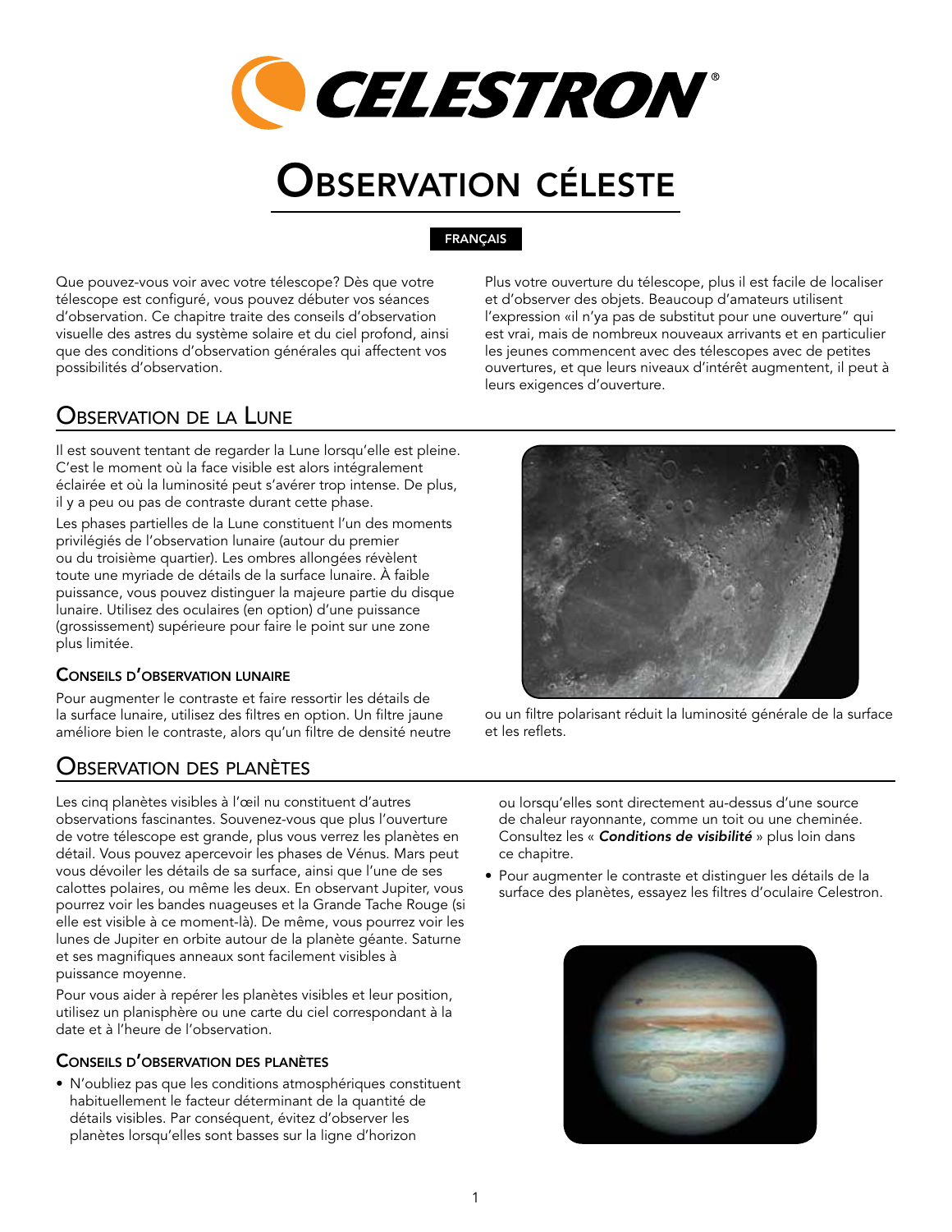# Observation céleste

**FRANÇAIS**

Que pouvez-vous voir avec votre télescope? Dès que votre télescope est configuré, vous pouvez débuter vos séances d'observation. Ce chapitre traite des conseils d'observation visuelle des astres du système solaire et du ciel profond, ainsi que des conditions d'observation générales qui affectent vos possibilités d'observation.

Plus votre ouverture du télescope, plus il est facile de localiser et d'observer des objets. Beaucoup d'amateurs utilisent l'expression «il n'ya pas de substitut pour une ouverture" qui est vrai, mais de nombreux nouveaux arrivants et en particulier les jeunes commencent avec des télescopes avec de petites ouvertures, et que leurs niveaux d'intérêt augmentent, il peut à leurs exigences d'ouverture.

## Observation de la Lune

Il est souvent tentant de regarder la Lune lorsqu'elle est pleine. C'est le moment où la face visible est alors intégralement éclairée et où la luminosité peut s'avérer trop intense. De plus, il y a peu ou pas de contraste durant cette phase.

Les phases partielles de la Lune constituent l'un des moments privilégiés de l'observation lunaire (autour du premier ou du troisième quartier). Les ombres allongées révèlent toute une myriade de détails de la surface lunaire. À faible puissance, vous pouvez distinguer la majeure partie du disque lunaire. Utilisez des oculaires (en option) d'une puissance (grossissement) supérieure pour faire le point sur une zone plus limitée.

### Conseils d'observation lunaire

Pour augmenter le contraste et faire ressortir les détails de la surface lunaire, utilisez des filtres en option. Un filtre jaune améliore bien le contraste, alors qu'un filtre de densité neutre ou un filtre polarisant réduit la luminosité générale de la surface et les reflets.

## Observation des planètes

Les cinq planètes visibles à l'œil nu constituent d'autres observations fascinantes. Souvenez-vous que plus l'ouverture de votre télescope est grande, plus vous verrez les planètes en détail. Vous pouvez apercevoir les phases de Vénus. Mars peut vous dévoiler les détails de sa surface, ainsi que l'une de ses calottes polaires, ou même les deux. En observant Jupiter, vous pourrez voir les bandes nuageuses et la Grande Tache Rouge (si elle est visible à ce moment-là). De même, vous pourrez voir les lunes de Jupiter en orbite autour de la planète géante. Saturne et ses magnifiques anneaux sont facilement visibles à puissance moyenne.

Pour vous aider à repérer les planètes visibles et leur position, utilisez un planisphère ou une carte du ciel correspondant à la date et à l'heure de l'observation.

### Conseils d'observation des planètes

- N'oubliez pas que les conditions atmosphériques constituent habituellement le facteur déterminant de la quantité de détails visibles. Par conséquent, évitez d'observer les planètes lorsqu'elles sont basses sur la ligne d'horizon ou lorsqu'elles sont directement au-dessus d'une source de chaleur rayonnante, comme un toit ou une cheminée. Consultez les « ***Conditions de visibilité*** » plus loin dans ce chapitre.
- Pour augmenter le contraste et distinguer les détails de la surface des planètes, essayez les filtres d'oculaire Celestron.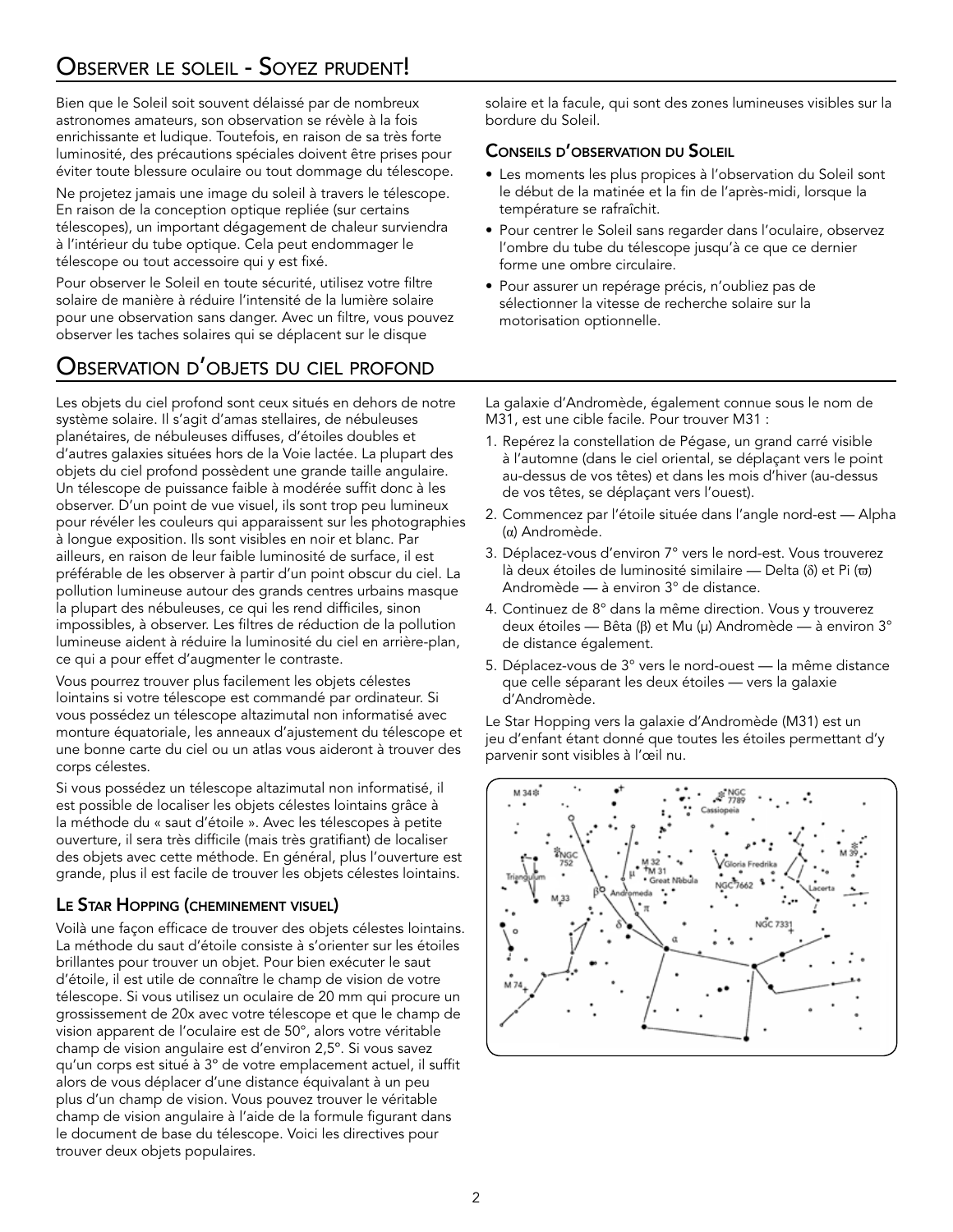# Observer le soleil - Soyez prudent!

Bien que le Soleil soit souvent délaissé par de nombreux astronomes amateurs, son observation se révèle à la fois enrichissante et ludique. Toutefois, en raison de sa très forte luminosité, des précautions spéciales doivent être prises pour éviter toute blessure oculaire ou tout dommage du télescope.

Ne projetez jamais une image du soleil à travers le télescope. En raison de la conception optique repliée (sur certains télescopes), un important dégagement de chaleur surviendra à l'intérieur du tube optique. Cela peut endommager le télescope ou tout accessoire qui y est fixé.

Pour observer le Soleil en toute sécurité, utilisez votre filtre solaire de manière à réduire l'intensité de la lumière solaire pour une observation sans danger. Avec un filtre, vous pouvez observer les taches solaires qui se déplacent sur le disque solaire et la facule, qui sont des zones lumineuses visibles sur la bordure du Soleil.

## Conseils d'observation du Soleil

- Les moments les plus propices à l'observation du Soleil sont le début de la matinée et la fin de l'après-midi, lorsque la température se rafraîchit.
- Pour centrer le Soleil sans regarder dans l'oculaire, observez l'ombre du tube du télescope jusqu'à ce que ce dernier forme une ombre circulaire.
- Pour assurer un repérage précis, n'oubliez pas de sélectionner la vitesse de recherche solaire sur la motorisation optionnelle.

# Observation d'objets du ciel profond

Les objets du ciel profond sont ceux situés en dehors de notre système solaire. Il s'agit d'amas stellaires, de nébuleuses planétaires, de nébuleuses diffuses, d'étoiles doubles et d'autres galaxies situées hors de la Voie lactée. La plupart des objets du ciel profond possèdent une grande taille angulaire. Un télescope de puissance faible à modérée suffit donc à les observer. D'un point de vue visuel, ils sont trop peu lumineux pour révéler les couleurs qui apparaissent sur les photographies à longue exposition. Ils sont visibles en noir et blanc. Par ailleurs, en raison de leur faible luminosité de surface, il est préférable de les observer à partir d'un point obscur du ciel. La pollution lumineuse autour des grands centres urbains masque la plupart des nébuleuses, ce qui les rend difficiles, sinon impossibles, à observer. Les filtres de réduction de la pollution lumineuse aident à réduire la luminosité du ciel en arrière-plan, ce qui a pour effet d'augmenter le contraste.

Vous pourrez trouver plus facilement les objets célestes lointains si votre télescope est commandé par ordinateur. Si vous possédez un télescope altazimutal non informatisé avec monture équatoriale, les anneaux d'ajustement du télescope et une bonne carte du ciel ou un atlas vous aideront à trouver des corps célestes.

Si vous possédez un télescope altazimutal non informatisé, il est possible de localiser les objets célestes lointains grâce à la méthode du « saut d'étoile ». Avec les télescopes à petite ouverture, il sera très difficile (mais très gratifiant) de localiser des objets avec cette méthode. En général, plus l'ouverture est grande, plus il est facile de trouver les objets célestes lointains.

## Le Star Hopping (cheminement visuel)

Voilà une façon efficace de trouver des objets célestes lointains. La méthode du saut d'étoile consiste à s'orienter sur les étoiles brillantes pour trouver un objet. Pour bien exécuter le saut d'étoile, il est utile de connaître le champ de vision de votre télescope. Si vous utilisez un oculaire de 20 mm qui procure un grossissement de 20x avec votre télescope et que le champ de vision apparent de l'oculaire est de 50°, alors votre véritable champ de vision angulaire est d'environ 2,5°. Si vous savez qu'un corps est situé à 3° de votre emplacement actuel, il suffit alors de vous déplacer d'une distance équivalant à un peu plus d'un champ de vision. Vous pouvez trouver le véritable champ de vision angulaire à l'aide de la formule figurant dans le document de base du télescope. Voici les directives pour trouver deux objets populaires.

La galaxie d'Andromède, également connue sous le nom de M31, est une cible facile. Pour trouver M31 :

1. Repérez la constellation de Pégase, un grand carré visible à l'automne (dans le ciel oriental, se déplaçant vers le point au-dessus de vos têtes) et dans les mois d'hiver (au-dessus de vos têtes, se déplaçant vers l'ouest).
2. Commencez par l'étoile située dans l'angle nord-est — Alpha (α) Andromède.
3. Déplacez-vous d'environ 7° vers le nord-est. Vous trouverez là deux étoiles de luminosité similaire — Delta (δ) et Pi (ϖ) Andromède — à environ 3° de distance.
4. Continuez de 8° dans la même direction. Vous y trouverez deux étoiles — Bêta (β) et Mu (μ) Andromède — à environ 3° de distance également.
5. Déplacez-vous de 3° vers le nord-ouest — la même distance que celle séparant les deux étoiles — vers la galaxie d'Andromède.

Le Star Hopping vers la galaxie d'Andromède (M31) est un jeu d'enfant étant donné que toutes les étoiles permettant d'y parvenir sont visibles à l'œil nu.

M 34
NGC 7789
Cassiopeia
M 39
NGC 752
Triangulum
M 32
M 31
Great Nebula
Gloria Fredrika
NGC 7662
Lacerta
M 33
Andromeda
β
μ
π
δ
α
NGC 7331
M 74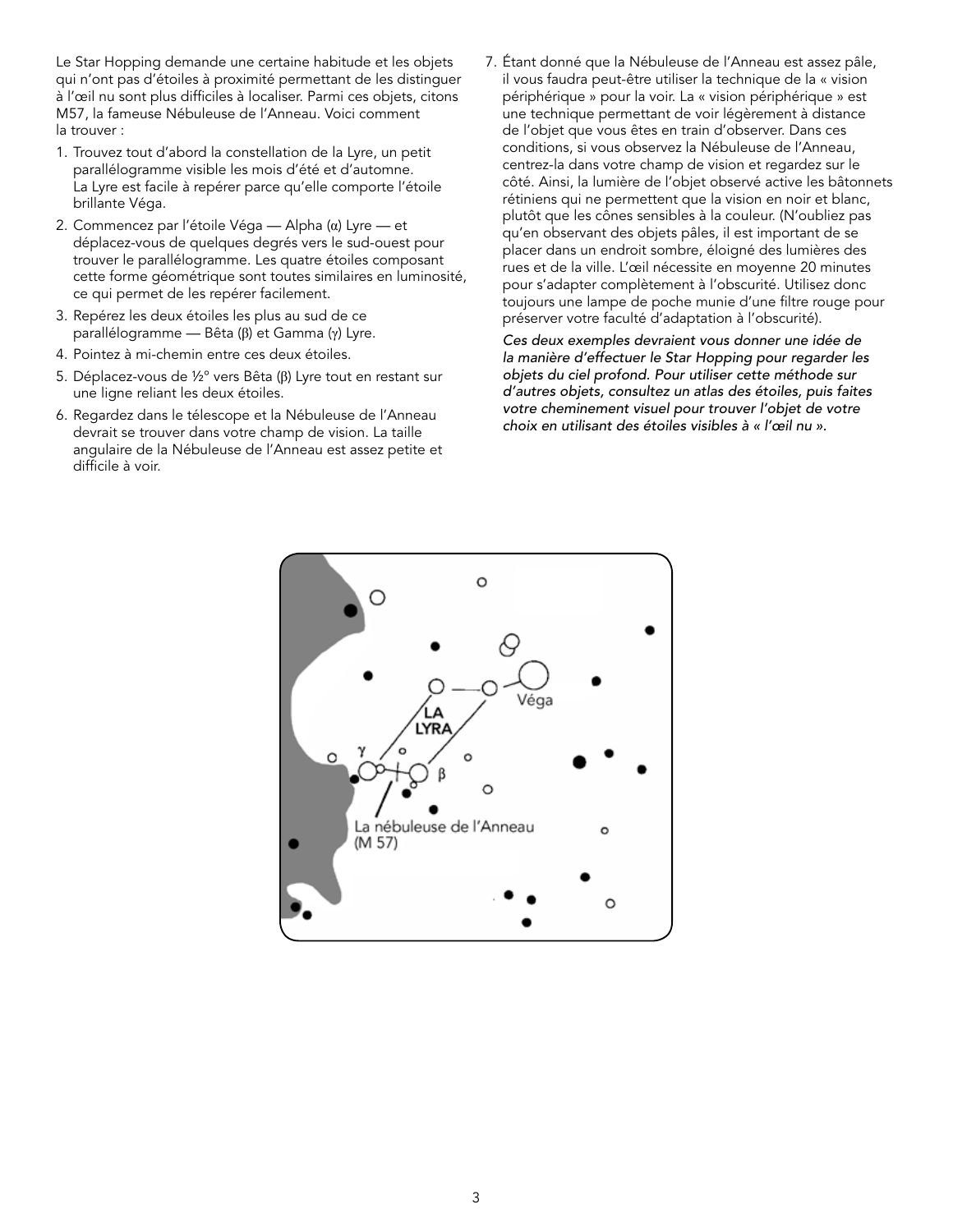Le Star Hopping demande une certaine habitude et les objets qui n'ont pas d'étoiles à proximité permettant de les distinguer à l'œil nu sont plus difficiles à localiser. Parmi ces objets, citons M57, la fameuse Nébuleuse de l'Anneau. Voici comment la trouver :

1. Trouvez tout d'abord la constellation de la Lyre, un petit parallélogramme visible les mois d'été et d'automne. La Lyre est facile à repérer parce qu'elle comporte l'étoile brillante Véga.
2. Commencez par l'étoile Véga — Alpha (α) Lyre — et déplacez-vous de quelques degrés vers le sud-ouest pour trouver le parallélogramme. Les quatre étoiles composant cette forme géométrique sont toutes similaires en luminosité, ce qui permet de les repérer facilement.
3. Repérez les deux étoiles les plus au sud de ce parallélogramme — Bêta (β) et Gamma (γ) Lyre.
4. Pointez à mi-chemin entre ces deux étoiles.
5. Déplacez-vous de ½° vers Bêta (β) Lyre tout en restant sur une ligne reliant les deux étoiles.
6. Regardez dans le télescope et la Nébuleuse de l'Anneau devrait se trouver dans votre champ de vision. La taille angulaire de la Nébuleuse de l'Anneau est assez petite et difficile à voir.
7. Étant donné que la Nébuleuse de l'Anneau est assez pâle, il vous faudra peut-être utiliser la technique de la « vision périphérique » pour la voir. La « vision périphérique » est une technique permettant de voir légèrement à distance de l'objet que vous êtes en train d'observer. Dans ces conditions, si vous observez la Nébuleuse de l'Anneau, centrez-la dans votre champ de vision et regardez sur le côté. Ainsi, la lumière de l'objet observé active les bâtonnets rétiniens qui ne permettent que la vision en noir et blanc, plutôt que les cônes sensibles à la couleur. (N'oubliez pas qu'en observant des objets pâles, il est important de se placer dans un endroit sombre, éloigné des lumières des rues et de la ville. L'œil nécessite en moyenne 20 minutes pour s'adapter complètement à l'obscurité. Utilisez donc toujours une lampe de poche munie d'une filtre rouge pour préserver votre faculté d'adaptation à l'obscurité).

*Ces deux exemples devraient vous donner une idée de la manière d'effectuer le Star Hopping pour regarder les objets du ciel profond. Pour utiliser cette méthode sur d'autres objets, consultez un atlas des étoiles, puis faites votre cheminement visuel pour trouver l'objet de votre choix en utilisant des étoiles visibles à « l'œil nu ».*

Véga
LA LYRA
γ
β
La nébuleuse de l'Anneau (M 57)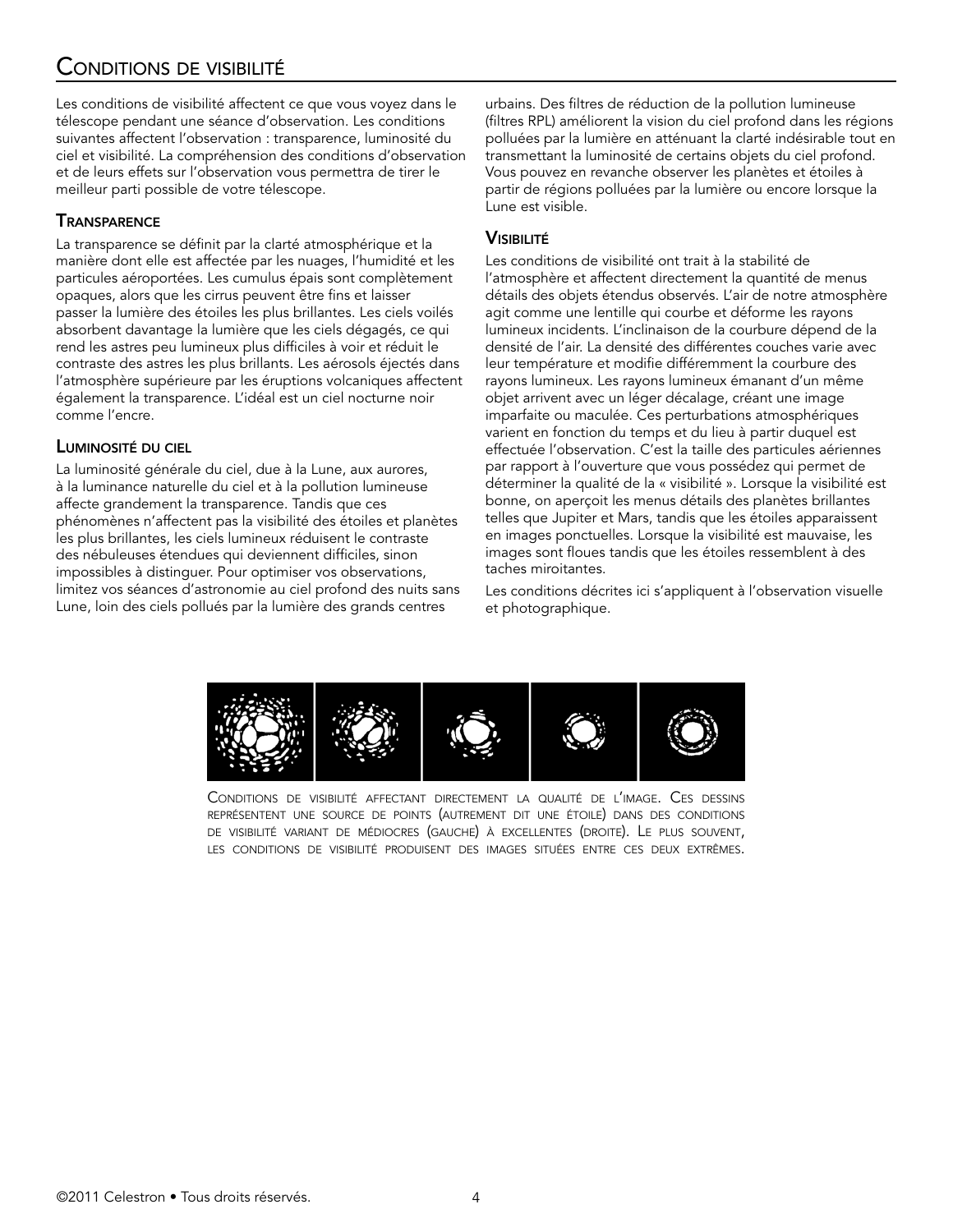# Conditions de visibilité

Les conditions de visibilité affectent ce que vous voyez dans le télescope pendant une séance d'observation. Les conditions suivantes affectent l'observation : transparence, luminosité du ciel et visibilité. La compréhension des conditions d'observation et de leurs effets sur l'observation vous permettra de tirer le meilleur parti possible de votre télescope.

## Transparence

La transparence se définit par la clarté atmosphérique et la manière dont elle est affectée par les nuages, l'humidité et les particules aéroportées. Les cumulus épais sont complètement opaques, alors que les cirrus peuvent être fins et laisser passer la lumière des étoiles les plus brillantes. Les ciels voilés absorbent davantage la lumière que les ciels dégagés, ce qui rend les astres peu lumineux plus difficiles à voir et réduit le contraste des astres les plus brillants. Les aérosols éjectés dans l'atmosphère supérieure par les éruptions volcaniques affectent également la transparence. L'idéal est un ciel nocturne noir comme l'encre.

## Luminosité du ciel

La luminosité générale du ciel, due à la Lune, aux aurores, à la luminance naturelle du ciel et à la pollution lumineuse affecte grandement la transparence. Tandis que ces phénomènes n'affectent pas la visibilité des étoiles et planètes les plus brillantes, les ciels lumineux réduisent le contraste des nébuleuses étendues qui deviennent difficiles, sinon impossibles à distinguer. Pour optimiser vos observations, limitez vos séances d'astronomie au ciel profond des nuits sans Lune, loin des ciels pollués par la lumière des grands centres urbains. Des filtres de réduction de la pollution lumineuse (filtres RPL) améliorent la vision du ciel profond dans les régions polluées par la lumière en atténuant la clarté indésirable tout en transmettant la luminosité de certains objets du ciel profond. Vous pouvez en revanche observer les planètes et étoiles à partir de régions polluées par la lumière ou encore lorsque la Lune est visible.

## Visibilité

Les conditions de visibilité ont trait à la stabilité de l'atmosphère et affectent directement la quantité de menus détails des objets étendus observés. L'air de notre atmosphère agit comme une lentille qui courbe et déforme les rayons lumineux incidents. L'inclinaison de la courbure dépend de la densité de l'air. La densité des différentes couches varie avec leur température et modifie différemment la courbure des rayons lumineux. Les rayons lumineux émanant d'un même objet arrivent avec un léger décalage, créant une image imparfaite ou maculée. Ces perturbations atmosphériques varient en fonction du temps et du lieu à partir duquel est effectuée l'observation. C'est la taille des particules aériennes par rapport à l'ouverture que vous possédez qui permet de déterminer la qualité de la « visibilité ». Lorsque la visibilité est bonne, on aperçoit les menus détails des planètes brillantes telles que Jupiter et Mars, tandis que les étoiles apparaissent en images ponctuelles. Lorsque la visibilité est mauvaise, les images sont floues tandis que les étoiles ressemblent à des taches miroitantes.

Les conditions décrites ici s'appliquent à l'observation visuelle et photographique.

Conditions de visibilité affectant directement la qualité de l'image. Ces dessins représentent une source de points (autrement dit une étoile) dans des conditions de visibilité variant de médiocres (gauche) à excellentes (droite). Le plus souvent, les conditions de visibilité produisent des images situées entre ces deux extrêmes.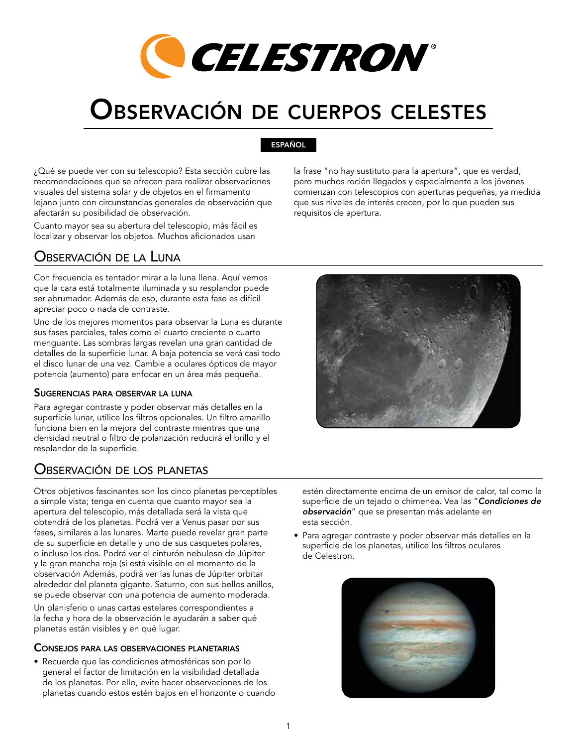# Observación de cuerpos celestes

ESPAÑOL

¿Qué se puede ver con su telescopio? Esta sección cubre las recomendaciones que se ofrecen para realizar observaciones visuales del sistema solar y de objetos en el firmamento lejano junto con circunstancias generales de observación que afectarán su posibilidad de observación.

Cuanto mayor sea su abertura del telescopio, más fácil es localizar y observar los objetos. Muchos aficionados usan la frase "no hay sustituto para la apertura", que es verdad, pero muchos recién llegados y especialmente a los jóvenes comienzan con telescopios con aperturas pequeñas, ya medida que sus niveles de interés crecen, por lo que pueden sus requisitos de apertura.

## Observación de la Luna

Con frecuencia es tentador mirar a la luna llena. Aquí vemos que la cara está totalmente iluminada y su resplandor puede ser abrumador. Además de eso, durante esta fase es difícil apreciar poco o nada de contraste.

Uno de los mejores momentos para observar la Luna es durante sus fases parciales, tales como el cuarto creciente o cuarto menguante. Las sombras largas revelan una gran cantidad de detalles de la superficie lunar. A baja potencia se verá casi todo el disco lunar de una vez. Cambie a oculares ópticos de mayor potencia (aumento) para enfocar en un área más pequeña.

### Sugerencias para observar la luna

Para agregar contraste y poder observar más detalles en la superficie lunar, utilice los filtros opcionales. Un filtro amarillo funciona bien en la mejora del contraste mientras que una densidad neutral o filtro de polarización reducirá el brillo y el resplandor de la superficie.

## Observación de los planetas

Otros objetivos fascinantes son los cinco planetas perceptibles a simple vista; tenga en cuenta que cuanto mayor sea la apertura del telescopio, más detallada será la vista que obtendrá de los planetas. Podrá ver a Venus pasar por sus fases, similares a las lunares. Marte puede revelar gran parte de su superficie en detalle y uno de sus casquetes polares, o incluso los dos. Podrá ver el cinturón nebuloso de Júpiter y la gran mancha roja (si está visible en el momento de la observación Además, podrá ver las lunas de Júpiter orbitar alrededor del planeta gigante. Saturno, con sus bellos anillos, se puede observar con una potencia de aumento moderada.

Un planisferio o unas cartas estelares correspondientes a la fecha y hora de la observación le ayudarán a saber qué planetas están visibles y en qué lugar.

### Consejos para las observaciones planetarias

- Recuerde que las condiciones atmosféricas son por lo general el factor de limitación en la visibilidad detallada de los planetas. Por ello, evite hacer observaciones de los planetas cuando estos estén bajos en el horizonte o cuando estén directamente encima de un emisor de calor, tal como la superficie de un tejado o chimenea. Vea las "***Condiciones de observación***" que se presentan más adelante en esta sección.
- Para agregar contraste y poder observar más detalles en la superficie de los planetas, utilice los filtros oculares de Celestron.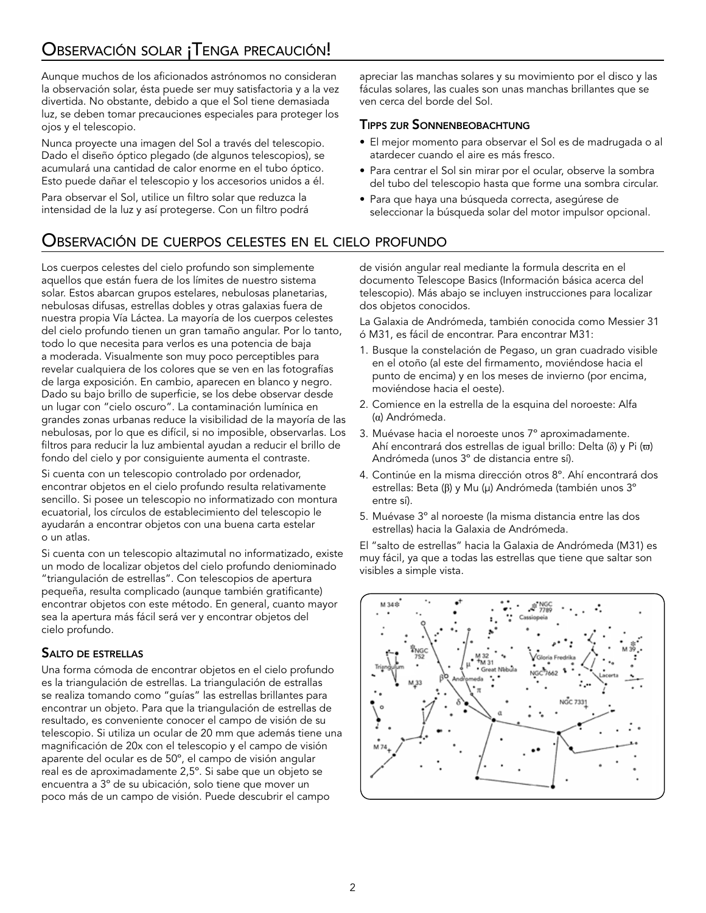## Observación solar ¡Tenga precaución!

Aunque muchos de los aficionados astrónomos no consideran la observación solar, ésta puede ser muy satisfactoria y a la vez divertida. No obstante, debido a que el Sol tiene demasiada luz, se deben tomar precauciones especiales para proteger los ojos y el telescopio.

Nunca proyecte una imagen del Sol a través del telescopio. Dado el diseño óptico plegado (de algunos telescopios), se acumulará una cantidad de calor enorme en el tubo óptico. Esto puede dañar el telescopio y los accesorios unidos a él.

Para observar el Sol, utilice un filtro solar que reduzca la intensidad de la luz y así protegerse. Con un filtro podrá apreciar las manchas solares y su movimiento por el disco y las fáculas solares, las cuales son unas manchas brillantes que se ven cerca del borde del Sol.

### Tipps zur Sonnenbeobachtung

- El mejor momento para observar el Sol es de madrugada o al atardecer cuando el aire es más fresco.
- Para centrar el Sol sin mirar por el ocular, observe la sombra del tubo del telescopio hasta que forme una sombra circular.
- Para que haya una búsqueda correcta, asegúrese de seleccionar la búsqueda solar del motor impulsor opcional.

## Observación de cuerpos celestes en el cielo profundo

Los cuerpos celestes del cielo profundo son simplemente aquellos que están fuera de los límites de nuestro sistema solar. Estos abarcan grupos estelares, nebulosas planetarias, nebulosas difusas, estrellas dobles y otras galaxias fuera de nuestra propia Vía Láctea. La mayoría de los cuerpos celestes del cielo profundo tienen un gran tamaño angular. Por lo tanto, todo lo que necesita para verlos es una potencia de baja a moderada. Visualmente son muy poco perceptibles para revelar cualquiera de los colores que se ven en las fotografías de larga exposición. En cambio, aparecen en blanco y negro. Dado su bajo brillo de superficie, se los debe observar desde un lugar con "cielo oscuro". La contaminación lumínica en grandes zonas urbanas reduce la visibilidad de la mayoría de las nebulosas, por lo que es difícil, si no imposible, observarlas. Los filtros para reducir la luz ambiental ayudan a reducir el brillo de fondo del cielo y por consiguiente aumenta el contraste.

Si cuenta con un telescopio controlado por ordenador, encontrar objetos en el cielo profundo resulta relativamente sencillo. Si posee un telescopio no informatizado con montura ecuatorial, los círculos de establecimiento del telescopio le ayudarán a encontrar objetos con una buena carta estelar o un atlas.

Si cuenta con un telescopio altazimutal no informatizado, existe un modo de localizar objetos del cielo profundo denominado "triangulación de estrellas". Con telescopios de apertura pequeña, resulta complicado (aunque también gratificante) encontrar objetos con este método. En general, cuanto mayor sea la apertura más fácil será ver y encontrar objetos del cielo profundo.

### Salto de estrellas

Una forma cómoda de encontrar objetos en el cielo profundo es la triangulación de estrellas. La triangulación de estrallas se realiza tomando como "guías" las estrellas brillantes para encontrar un objeto. Para que la triangulación de estrellas de resultado, es conveniente conocer el campo de visión de su telescopio. Si utiliza un ocular de 20 mm que además tiene una magnificación de 20x con el telescopio y el campo de visión aparente del ocular es de 50º, el campo de visión angular real es de aproximadamente 2,5º. Si sabe que un objeto se encuentra a 3º de su ubicación, solo tiene que mover un poco más de un campo de visión. Puede descubrir el campo de visión angular real mediante la formula descrita en el documento Telescope Basics (Información básica acerca del telescopio). Más abajo se incluyen instrucciones para localizar dos objetos conocidos.

La Galaxia de Andrómeda, también conocida como Messier 31 ó M31, es fácil de encontrar. Para encontrar M31:

1. Busque la constelación de Pegaso, un gran cuadrado visible en el otoño (al este del firmamento, moviéndose hacia el punto de encima) y en los meses de invierno (por encima, moviéndose hacia el oeste).
2. Comience en la estrella de la esquina del noroeste: Alfa (α) Andrómeda.
3. Muévase hacia el noroeste unos 7º aproximadamente. Ahí encontrará dos estrellas de igual brillo: Delta (δ) y Pi (ϖ) Andrómeda (unos 3º de distancia entre sí).
4. Continúe en la misma dirección otros 8º. Ahí encontrará dos estrellas: Beta (β) y Mu (μ) Andrómeda (también unos 3º entre sí).
5. Muévase 3º al noroeste (la misma distancia entre las dos estrellas) hacia la Galaxia de Andrómeda.

El "salto de estrellas" hacia la Galaxia de Andrómeda (M31) es muy fácil, ya que a todas las estrellas que tiene que saltar son visibles a simple vista.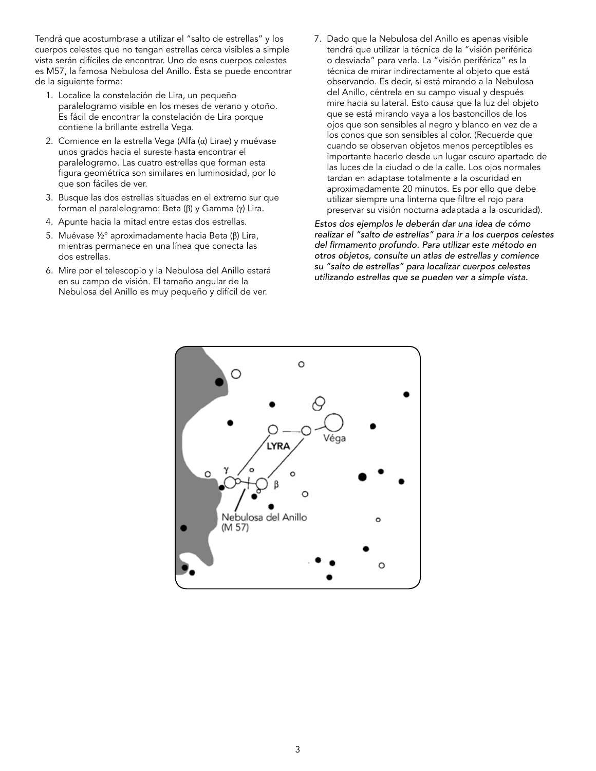Tendrá que acostumbrase a utilizar el "salto de estrellas" y los cuerpos celestes que no tengan estrellas cerca visibles a simple vista serán difíciles de encontrar. Uno de esos cuerpos celestes es M57, la famosa Nebulosa del Anillo. Ésta se puede encontrar de la siguiente forma:

1. Localice la constelación de Lira, un pequeño paralelogramo visible en los meses de verano y otoño. Es fácil de encontrar la constelación de Lira porque contiene la brillante estrella Vega.
2. Comience en la estrella Vega (Alfa (α) Lirae) y muévase unos grados hacia el sureste hasta encontrar el paralelogramo. Las cuatro estrellas que forman esta figura geométrica son similares en luminosidad, por lo que son fáciles de ver.
3. Busque las dos estrellas situadas en el extremo sur que forman el paralelogramo: Beta (β) y Gamma (γ) Lira.
4. Apunte hacia la mitad entre estas dos estrellas.
5. Muévase ½° aproximadamente hacia Beta (β) Lira, mientras permanece en una línea que conecta las dos estrellas.
6. Mire por el telescopio y la Nebulosa del Anillo estará en su campo de visión. El tamaño angular de la Nebulosa del Anillo es muy pequeño y difícil de ver.
7. Dado que la Nebulosa del Anillo es apenas visible tendrá que utilizar la técnica de la "visión periférica o desviada" para verla. La "visión periférica" es la técnica de mirar indirectamente al objeto que está observando. Es decir, si está mirando a la Nebulosa del Anillo, céntrela en su campo visual y después mire hacia su lateral. Esto causa que la luz del objeto que se está mirando vaya a los bastoncillos de los ojos que son sensibles al negro y blanco en vez de a los conos que son sensibles al color. (Recuerde que cuando se observan objetos menos perceptibles es importante hacerlo desde un lugar oscuro apartado de las luces de la ciudad o de la calle. Los ojos normales tardan en adaptase totalmente a la oscuridad en aproximadamente 20 minutos. Es por ello que debe utilizar siempre una linterna que filtre el rojo para preservar su visión nocturna adaptada a la oscuridad).

*Estos dos ejemplos le deberán dar una idea de cómo realizar el "salto de estrellas" para ir a los cuerpos celestes del firmamento profundo. Para utilizar este método en otros objetos, consulte un atlas de estrellas y comience su "salto de estrellas" para localizar cuerpos celestes utilizando estrellas que se pueden ver a simple vista.*

LYRA
Véga
γ
β
Nebulosa del Anillo
(M 57)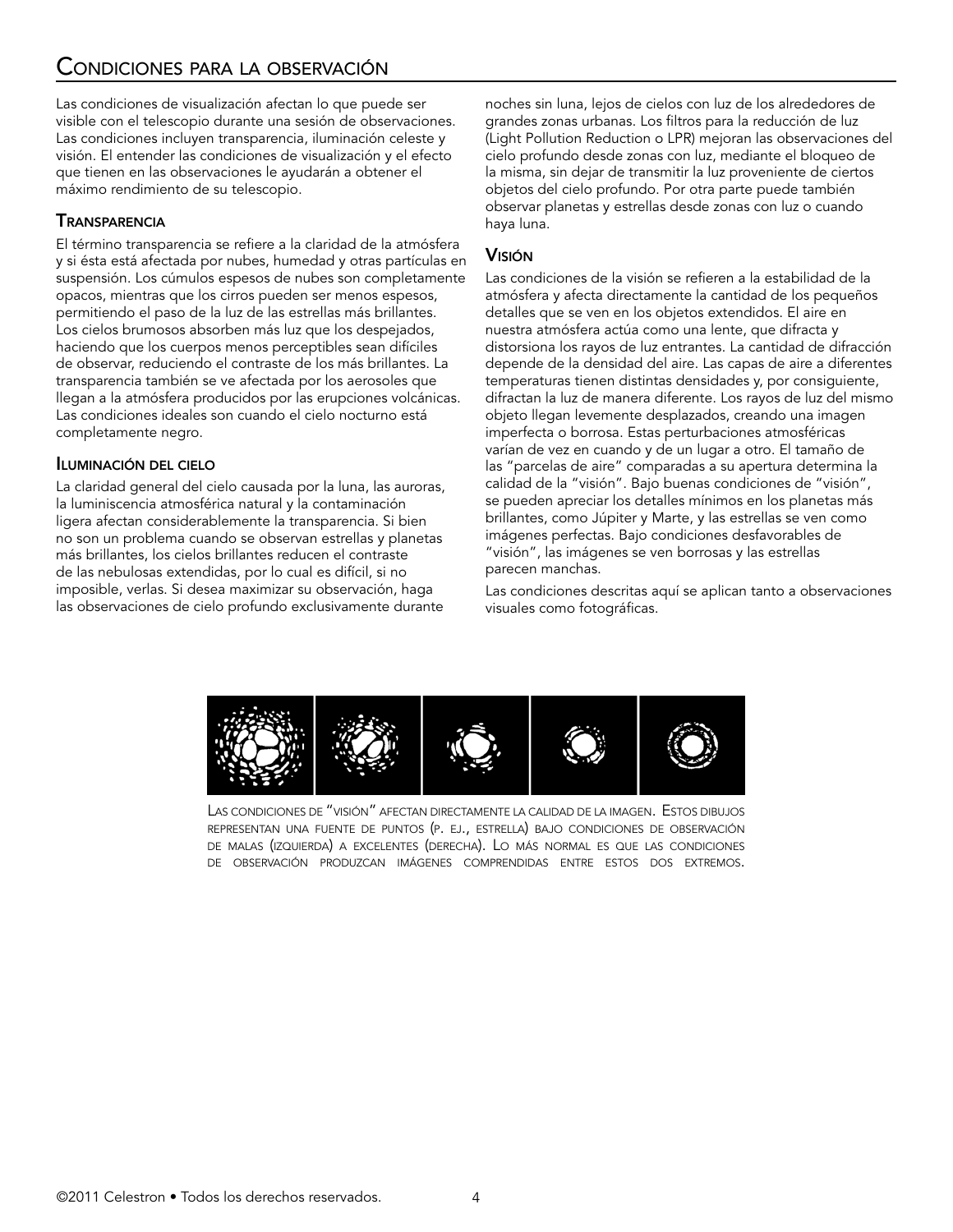# Condiciones para la observación

Las condiciones de visualización afectan lo que puede ser visible con el telescopio durante una sesión de observaciones. Las condiciones incluyen transparencia, iluminación celeste y visión. El entender las condiciones de visualización y el efecto que tienen en las observaciones le ayudarán a obtener el máximo rendimiento de su telescopio.

## Transparencia

El término transparencia se refiere a la claridad de la atmósfera y si ésta está afectada por nubes, humedad y otras partículas en suspensión. Los cúmulos espesos de nubes son completamente opacos, mientras que los cirros pueden ser menos espesos, permitiendo el paso de la luz de las estrellas más brillantes. Los cielos brumosos absorben más luz que los despejados, haciendo que los cuerpos menos perceptibles sean difíciles de observar, reduciendo el contraste de los más brillantes. La transparencia también se ve afectada por los aerosoles que llegan a la atmósfera producidos por las erupciones volcánicas. Las condiciones ideales son cuando el cielo nocturno está completamente negro.

## Iluminación del cielo

La claridad general del cielo causada por la luna, las auroras, la luminiscencia atmosférica natural y la contaminación ligera afectan considerablemente la transparencia. Si bien no son un problema cuando se observan estrellas y planetas más brillantes, los cielos brillantes reducen el contraste de las nebulosas extendidas, por lo cual es difícil, si no imposible, verlas. Si desea maximizar su observación, haga las observaciones de cielo profundo exclusivamente durante noches sin luna, lejos de cielos con luz de los alrededores de grandes zonas urbanas. Los filtros para la reducción de luz (Light Pollution Reduction o LPR) mejoran las observaciones del cielo profundo desde zonas con luz, mediante el bloqueo de la misma, sin dejar de transmitir la luz proveniente de ciertos objetos del cielo profundo. Por otra parte puede también observar planetas y estrellas desde zonas con luz o cuando haya luna.

## Visión

Las condiciones de la visión se refieren a la estabilidad de la atmósfera y afecta directamente la cantidad de los pequeños detalles que se ven en los objetos extendidos. El aire en nuestra atmósfera actúa como una lente, que difracta y distorsiona los rayos de luz entrantes. La cantidad de difracción depende de la densidad del aire. Las capas de aire a diferentes temperaturas tienen distintas densidades y, por consiguiente, difractan la luz de manera diferente. Los rayos de luz del mismo objeto llegan levemente desplazados, creando una imagen imperfecta o borrosa. Estas perturbaciones atmosféricas varían de vez en cuando y de un lugar a otro. El tamaño de las "parcelas de aire" comparadas a su apertura determina la calidad de la "visión". Bajo buenas condiciones de "visión", se pueden apreciar los detalles mínimos en los planetas más brillantes, como Júpiter y Marte, y las estrellas se ven como imágenes perfectas. Bajo condiciones desfavorables de "visión", las imágenes se ven borrosas y las estrellas parecen manchas.

Las condiciones descritas aquí se aplican tanto a observaciones visuales como fotográficas.

Las condiciones de "visión" afectan directamente la calidad de la imagen. Estos dibujos representan una fuente de puntos (p. ej., estrella) bajo condiciones de observación de malas (izquierda) a excelentes (derecha). Lo más normal es que las condiciones de observación produzcan imágenes comprendidas entre estos dos extremos.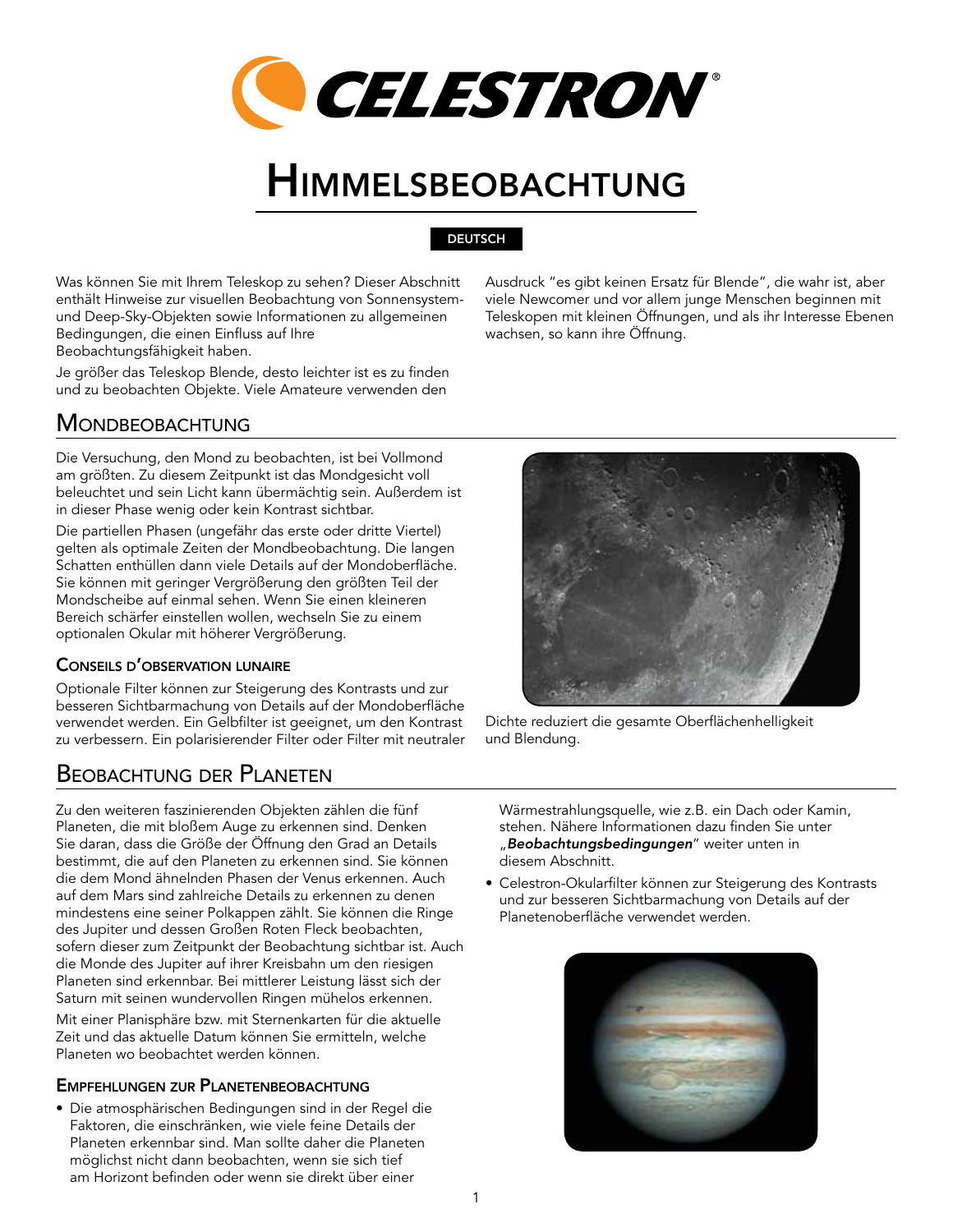# Himmelsbeobachtung

DEUTSCH

Was können Sie mit Ihrem Teleskop zu sehen? Dieser Abschnitt enthält Hinweise zur visuellen Beobachtung von Sonnensystem- und Deep-Sky-Objekten sowie Informationen zu allgemeinen Bedingungen, die einen Einfluss auf Ihre Beobachtungsfähigkeit haben.

Je größer das Teleskop Blende, desto leichter ist es zu finden und zu beobachten Objekte. Viele Amateure verwenden den Ausdruck "es gibt keinen Ersatz für Blende", die wahr ist, aber viele Newcomer und vor allem junge Menschen beginnen mit Teleskopen mit kleinen Öffnungen, und als ihr Interesse Ebenen wachsen, so kann ihre Öffnung.

## Mondbeobachtung

Die Versuchung, den Mond zu beobachten, ist bei Vollmond am größten. Zu diesem Zeitpunkt ist das Mondgesicht voll beleuchtet und sein Licht kann übermächtig sein. Außerdem ist in dieser Phase wenig oder kein Kontrast sichtbar.

Die partiellen Phasen (ungefähr das erste oder dritte Viertel) gelten als optimale Zeiten der Mondbeobachtung. Die langen Schatten enthüllen dann viele Details auf der Mondoberfläche. Sie können mit geringer Vergrößerung den größten Teil der Mondscheibe auf einmal sehen. Wenn Sie einen kleineren Bereich schärfer einstellen wollen, wechseln Sie zu einem optionalen Okular mit höherer Vergrößerung.

### Conseils d'observation lunaire

Optionale Filter können zur Steigerung des Kontrasts und zur besseren Sichtbarmachung von Details auf der Mondoberfläche verwendet werden. Ein Gelbfilter ist geeignet, um den Kontrast zu verbessern. Ein polarisierender Filter oder Filter mit neutraler Dichte reduziert die gesamte Oberflächenhelligkeit und Blendung.

## Beobachtung der Planeten

Zu den weiteren faszinierenden Objekten zählen die fünf Planeten, die mit bloßem Auge zu erkennen sind. Denken Sie daran, dass die Größe der Öffnung den Grad an Details bestimmt, die auf den Planeten zu erkennen sind. Sie können die dem Mond ähnelnden Phasen der Venus erkennen. Auch auf dem Mars sind zahlreiche Details zu erkennen zu denen mindestens eine seiner Polkappen zählt. Sie können die Ringe des Jupiter und dessen Großen Roten Fleck beobachten, sofern dieser zum Zeitpunkt der Beobachtung sichtbar ist. Auch die Monde des Jupiter auf ihrer Kreisbahn um den riesigen Planeten sind erkennbar. Bei mittlerer Leistung lässt sich der Saturn mit seinen wundervollen Ringen mühelos erkennen.

Mit einer Planisphäre bzw. mit Sternenkarten für die aktuelle Zeit und das aktuelle Datum können Sie ermitteln, welche Planeten wo beobachtet werden können.

### Empfehlungen zur Planetenbeobachtung

- Die atmosphärischen Bedingungen sind in der Regel die Faktoren, die einschränken, wie viele feine Details der Planeten erkennbar sind. Man sollte daher die Planeten möglichst nicht dann beobachten, wenn sie sich tief am Horizont befinden oder wenn sie direkt über einer Wärmestrahlungsquelle, wie z.B. ein Dach oder Kamin, stehen. Nähere Informationen dazu finden Sie unter „***Beobachtungsbedingungen***" weiter unten in diesem Abschnitt.
- Celestron-Okularfilter können zur Steigerung des Kontrasts und zur besseren Sichtbarmachung von Details auf der Planetenoberfläche verwendet werden.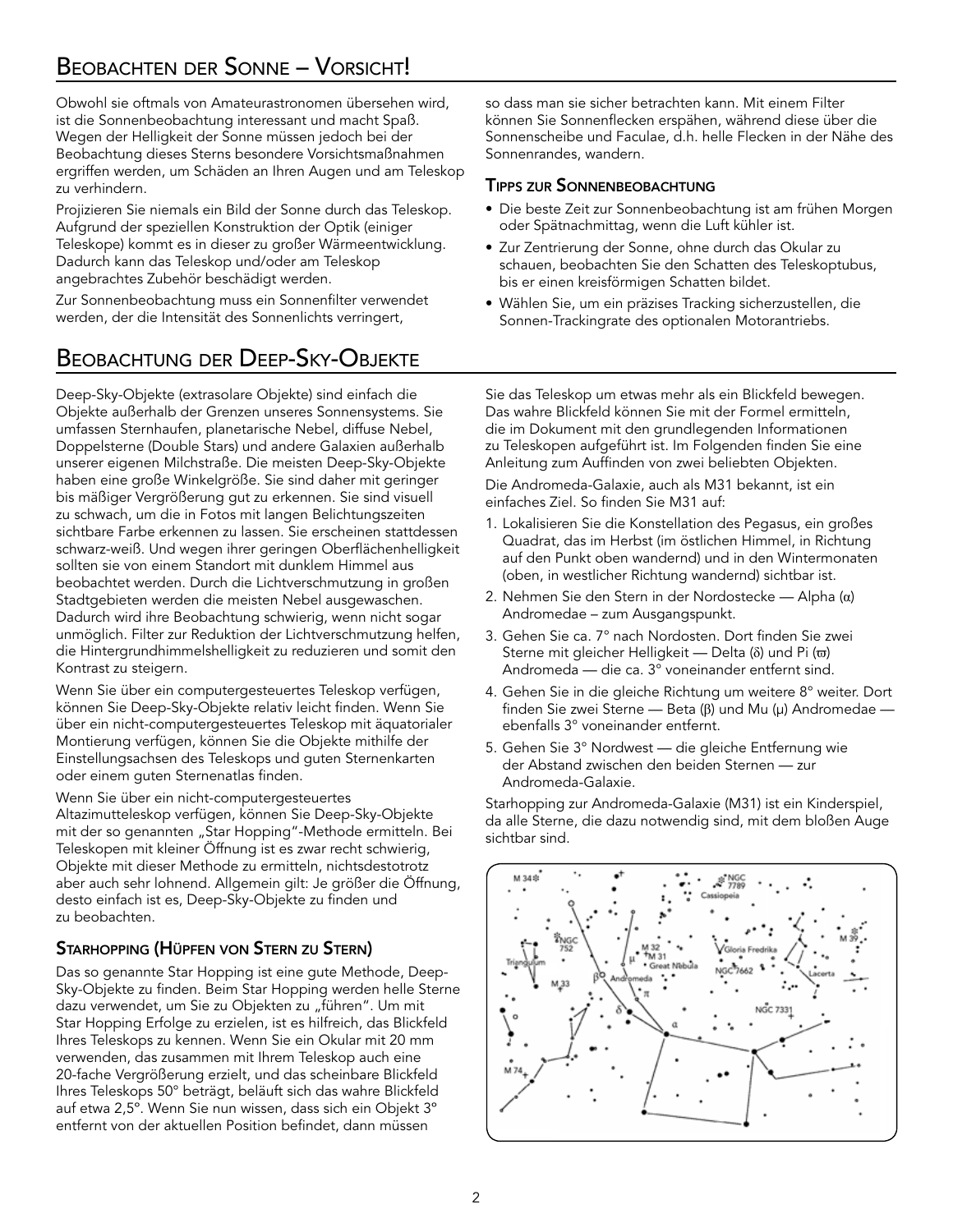## Beobachten der Sonne – Vorsicht!

Obwohl sie oftmals von Amateurastronomen übersehen wird, ist die Sonnenbeobachtung interessant und macht Spaß. Wegen der Helligkeit der Sonne müssen jedoch bei der Beobachtung dieses Sterns besondere Vorsichtsmaßnahmen ergriffen werden, um Schäden an Ihren Augen und am Teleskop zu verhindern.

Projizieren Sie niemals ein Bild der Sonne durch das Teleskop. Aufgrund der speziellen Konstruktion der Optik (einiger Teleskope) kommt es in dieser zu großer Wärmeentwicklung. Dadurch kann das Teleskop und/oder am Teleskop angebrachtes Zubehör beschädigt werden.

Zur Sonnenbeobachtung muss ein Sonnenfilter verwendet werden, der die Intensität des Sonnenlichts verringert, so dass man sie sicher betrachten kann. Mit einem Filter können Sie Sonnenflecken erspähen, während diese über die Sonnenscheibe und Faculae, d.h. helle Flecken in der Nähe des Sonnenrandes, wandern.

### Tipps zur Sonnenbeobachtung

- Die beste Zeit zur Sonnenbeobachtung ist am frühen Morgen oder Spätnachmittag, wenn die Luft kühler ist.
- Zur Zentrierung der Sonne, ohne durch das Okular zu schauen, beobachten Sie den Schatten des Teleskoptubus, bis er einen kreisförmigen Schatten bildet.
- Wählen Sie, um ein präzises Tracking sicherzustellen, die Sonnen-Trackingrate des optionalen Motorantriebs.

## Beobachtung der Deep-Sky-Objekte

Deep-Sky-Objekte (extrasolare Objekte) sind einfach die Objekte außerhalb der Grenzen unseres Sonnensystems. Sie umfassen Sternhaufen, planetarische Nebel, diffuse Nebel, Doppelsterne (Double Stars) und andere Galaxien außerhalb unserer eigenen Milchstraße. Die meisten Deep-Sky-Objekte haben eine große Winkelgröße. Sie sind daher mit geringer bis mäßiger Vergrößerung gut zu erkennen. Sie sind visuell zu schwach, um die in Fotos mit langen Belichtungszeiten sichtbare Farbe erkennen zu lassen. Sie erscheinen stattdessen schwarz-weiß. Und wegen ihrer geringen Oberflächenhelligkeit sollten sie von einem Standort mit dunklem Himmel aus beobachtet werden. Durch die Lichtverschmutzung in großen Stadtgebieten werden die meisten Nebel ausgewaschen. Dadurch wird ihre Beobachtung schwierig, wenn nicht sogar unmöglich. Filter zur Reduktion der Lichtverschmutzung helfen, die Hintergrundhimmelshelligkeit zu reduzieren und somit den Kontrast zu steigern.

Wenn Sie über ein computergesteuertes Teleskop verfügen, können Sie Deep-Sky-Objekte relativ leicht finden. Wenn Sie über ein nicht-computergesteuertes Teleskop mit äquatorialer Montierung verfügen, können Sie die Objekte mithilfe der Einstellungsachsen des Teleskops und guten Sternenkarten oder einem guten Sternenatlas finden.

Wenn Sie über ein nicht-computergesteuertes Altazimutteleskop verfügen, können Sie Deep-Sky-Objekte mit der so genannten „Star Hopping"-Methode ermitteln. Bei Teleskopen mit kleiner Öffnung ist es zwar recht schwierig, Objekte mit dieser Methode zu ermitteln, nichtsdestotrotz aber auch sehr lohnend. Allgemein gilt: Je größer die Öffnung, desto einfach ist es, Deep-Sky-Objekte zu finden und zu beobachten.

### Starhopping (Hüpfen von Stern zu Stern)

Das so genannte Star Hopping ist eine gute Methode, Deep-Sky-Objekte zu finden. Beim Star Hopping werden helle Sterne dazu verwendet, um Sie zu Objekten zu „führen". Um mit Star Hopping Erfolge zu erzielen, ist es hilfreich, das Blickfeld Ihres Teleskops zu kennen. Wenn Sie ein Okular mit 20 mm verwenden, das zusammen mit Ihrem Teleskop auch eine 20-fache Vergrößerung erzielt, und das scheinbare Blickfeld Ihres Teleskops 50° beträgt, beläuft sich das wahre Blickfeld auf etwa 2,5°. Wenn Sie nun wissen, dass sich ein Objekt 3° entfernt von der aktuellen Position befindet, dann müssen Sie das Teleskop um etwas mehr als ein Blickfeld bewegen. Das wahre Blickfeld können Sie mit der Formel ermitteln, die im Dokument mit den grundlegenden Informationen zu Teleskopen aufgeführt ist. Im Folgenden finden Sie eine Anleitung zum Auffinden von zwei beliebten Objekten.

Die Andromeda-Galaxie, auch als M31 bekannt, ist ein einfaches Ziel. So finden Sie M31 auf:

1. Lokalisieren Sie die Konstellation des Pegasus, ein großes Quadrat, das im Herbst (im östlichen Himmel, in Richtung auf den Punkt oben wandernd) und in den Wintermonaten (oben, in westlicher Richtung wandernd) sichtbar ist.
2. Nehmen Sie den Stern in der Nordostecke — Alpha (α) Andromedae – zum Ausgangspunkt.
3. Gehen Sie ca. 7° nach Nordosten. Dort finden Sie zwei Sterne mit gleicher Helligkeit — Delta (δ) und Pi (ϖ) Andromeda — die ca. 3° voneinander entfernt sind.
4. Gehen Sie in die gleiche Richtung um weitere 8° weiter. Dort finden Sie zwei Sterne — Beta (β) und Mu (μ) Andromedae — ebenfalls 3° voneinander entfernt.
5. Gehen Sie 3° Nordwest — die gleiche Entfernung wie der Abstand zwischen den beiden Sternen — zur Andromeda-Galaxie.

Starhopping zur Andromeda-Galaxie (M31) ist ein Kinderspiel, da alle Sterne, die dazu notwendig sind, mit dem bloßen Auge sichtbar sind.

M 34
NGC 7789
Cassiopeia
M 39
NGC 752
Triangulum
M 32
M 31
Great Nebula
μ
Gloria Fredrika
NGC 7662
Lacerta
M 33
β
Andromeda
π
δ
α
NGC 7331
M 74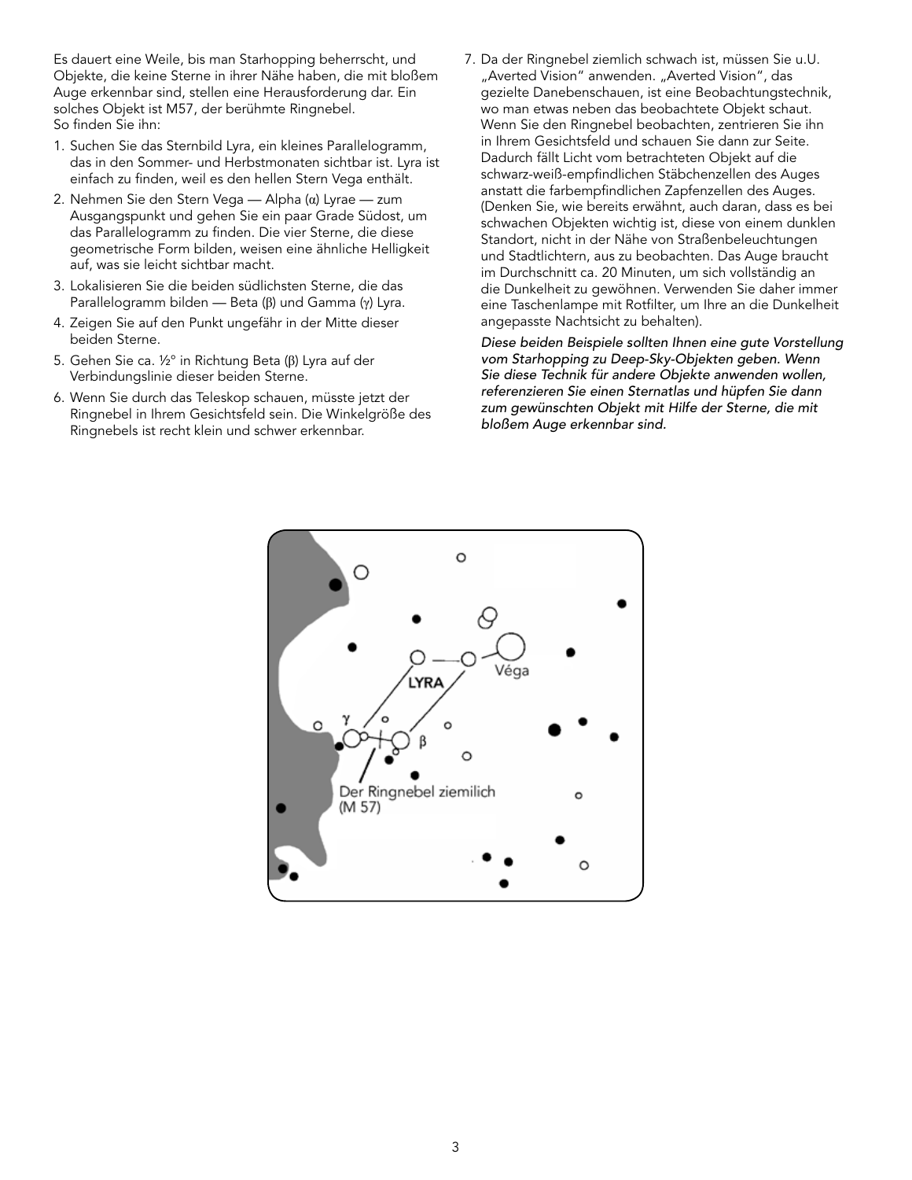Es dauert eine Weile, bis man Starhopping beherrscht, und Objekte, die keine Sterne in ihrer Nähe haben, die mit bloßem Auge erkennbar sind, stellen eine Herausforderung dar. Ein solches Objekt ist M57, der berühmte Ringnebel.
So finden Sie ihn:

1. Suchen Sie das Sternbild Lyra, ein kleines Parallelogramm, das in den Sommer- und Herbstmonaten sichtbar ist. Lyra ist einfach zu finden, weil es den hellen Stern Vega enthält.
2. Nehmen Sie den Stern Vega — Alpha (α) Lyrae — zum Ausgangspunkt und gehen Sie ein paar Grade Südost, um das Parallelogramm zu finden. Die vier Sterne, die diese geometrische Form bilden, weisen eine ähnliche Helligkeit auf, was sie leicht sichtbar macht.
3. Lokalisieren Sie die beiden südlichsten Sterne, die das Parallelogramm bilden — Beta (β) und Gamma (γ) Lyra.
4. Zeigen Sie auf den Punkt ungefähr in der Mitte dieser beiden Sterne.
5. Gehen Sie ca. ½° in Richtung Beta (β) Lyra auf der Verbindungslinie dieser beiden Sterne.
6. Wenn Sie durch das Teleskop schauen, müsste jetzt der Ringnebel in Ihrem Gesichtsfeld sein. Die Winkelgröße des Ringnebels ist recht klein und schwer erkennbar.
7. Da der Ringnebel ziemlich schwach ist, müssen Sie u.U. „Averted Vision" anwenden. „Averted Vision", das gezielte Danebenschauen, ist eine Beobachtungstechnik, wo man etwas neben das beobachtete Objekt schaut. Wenn Sie den Ringnebel beobachten, zentrieren Sie ihn in Ihrem Gesichtsfeld und schauen Sie dann zur Seite. Dadurch fällt Licht vom betrachteten Objekt auf die schwarz-weiß-empfindlichen Stäbchenzellen des Auges anstatt die farbempfindlichen Zapfenzellen des Auges. (Denken Sie, wie bereits erwähnt, auch daran, dass es bei schwachen Objekten wichtig ist, diese von einem dunklen Standort, nicht in der Nähe von Straßenbeleuchtungen und Stadtlichtern, aus zu beobachten. Das Auge braucht im Durchschnitt ca. 20 Minuten, um sich vollständig an die Dunkelheit zu gewöhnen. Verwenden Sie daher immer eine Taschenlampe mit Rotfilter, um Ihre an die Dunkelheit angepasste Nachtsicht zu behalten).

*Diese beiden Beispiele sollten Ihnen eine gute Vorstellung vom Starhopping zu Deep-Sky-Objekten geben. Wenn Sie diese Technik für andere Objekte anwenden wollen, referenzieren Sie einen Sternatlas und hüpfen Sie dann zum gewünschten Objekt mit Hilfe der Sterne, die mit bloßem Auge erkennbar sind.*

LYRA
Véga
γ
β
Der Ringnebel ziemilich
(M 57)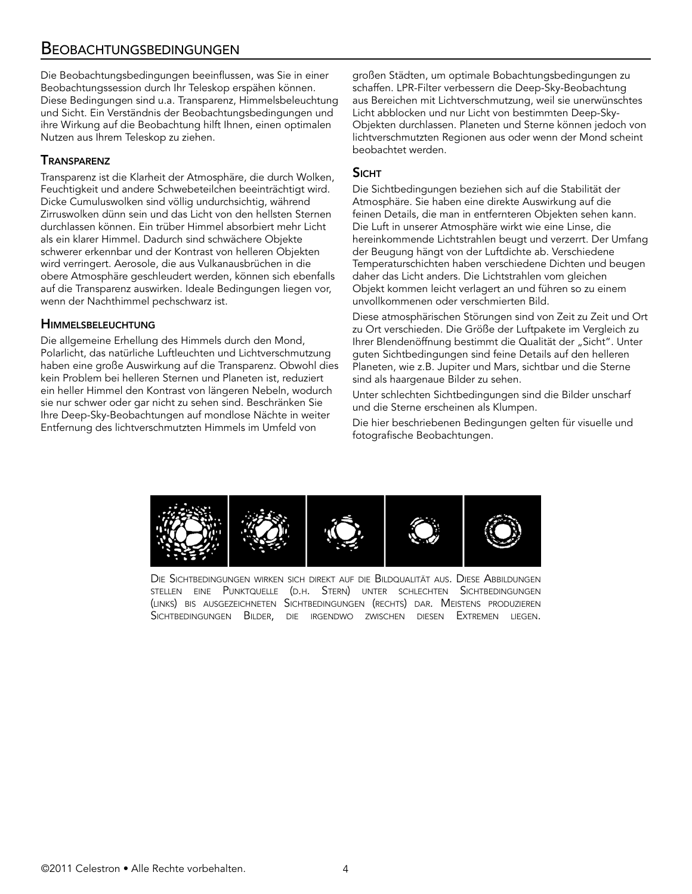## Beobachtungsbedingungen

Die Beobachtungsbedingungen beeinflussen, was Sie in einer Beobachtungssession durch Ihr Teleskop erspähen können. Diese Bedingungen sind u.a. Transparenz, Himmelsbeleuchtung und Sicht. Ein Verständnis der Beobachtungsbedingungen und ihre Wirkung auf die Beobachtung hilft Ihnen, einen optimalen Nutzen aus Ihrem Teleskop zu ziehen.

### Transparenz

Transparenz ist die Klarheit der Atmosphäre, die durch Wolken, Feuchtigkeit und andere Schwebeteilchen beeinträchtigt wird. Dicke Cumuluswolken sind völlig undurchsichtig, während Zirruswolken dünn sein und das Licht von den hellsten Sternen durchlassen können. Ein trüber Himmel absorbiert mehr Licht als ein klarer Himmel. Dadurch sind schwächere Objekte schwerer erkennbar und der Kontrast von helleren Objekten wird verringert. Aerosole, die aus Vulkanausbrüchen in die obere Atmosphäre geschleudert werden, können sich ebenfalls auf die Transparenz auswirken. Ideale Bedingungen liegen vor, wenn der Nachthimmel pechschwarz ist.

### Himmelsbeleuchtung

Die allgemeine Erhellung des Himmels durch den Mond, Polarlicht, das natürliche Luftleuchten und Lichtverschmutzung haben eine große Auswirkung auf die Transparenz. Obwohl dies kein Problem bei helleren Sternen und Planeten ist, reduziert ein heller Himmel den Kontrast von längeren Nebeln, wodurch sie nur schwer oder gar nicht zu sehen sind. Beschränken Sie Ihre Deep-Sky-Beobachtungen auf mondlose Nächte in weiter Entfernung des lichtverschmutzten Himmels im Umfeld von großen Städten, um optimale Bobachtungsbedingungen zu schaffen. LPR-Filter verbessern die Deep-Sky-Beobachtung aus Bereichen mit Lichtverschmutzung, weil sie unerwünschtes Licht abblocken und nur Licht von bestimmten Deep-Sky-Objekten durchlassen. Planeten und Sterne können jedoch von lichtverschmutzten Regionen aus oder wenn der Mond scheint beobachtet werden.

### Sicht

Die Sichtbedingungen beziehen sich auf die Stabilität der Atmosphäre. Sie haben eine direkte Auswirkung auf die feinen Details, die man in entfernteren Objekten sehen kann. Die Luft in unserer Atmosphäre wirkt wie eine Linse, die hereinkommende Lichtstrahlen beugt und verzerrt. Der Umfang der Beugung hängt von der Luftdichte ab. Verschiedene Temperaturschichten haben verschiedene Dichten und beugen daher das Licht anders. Die Lichtstrahlen vom gleichen Objekt kommen leicht verlagert an und führen so zu einem unvollkommenen oder verschmierten Bild.

Diese atmosphärischen Störungen sind von Zeit zu Zeit und Ort zu Ort verschieden. Die Größe der Luftpakete im Vergleich zu Ihrer Blendenöffnung bestimmt die Qualität der „Sicht". Unter guten Sichtbedingungen sind feine Details auf den helleren Planeten, wie z.B. Jupiter und Mars, sichtbar und die Sterne sind als haargenaue Bilder zu sehen.

Unter schlechten Sichtbedingungen sind die Bilder unscharf und die Sterne erscheinen als Klumpen.

Die hier beschriebenen Bedingungen gelten für visuelle und fotografische Beobachtungen.

Die Sichtbedingungen wirken sich direkt auf die Bildqualität aus. Diese Abbildungen stellen eine Punktquelle (d.h. Stern) unter schlechten Sichtbedingungen (links) bis ausgezeichneten Sichtbedingungen (rechts) dar. Meistens produzieren Sichtbedingungen Bilder, die irgendwo zwischen diesen Extremen liegen.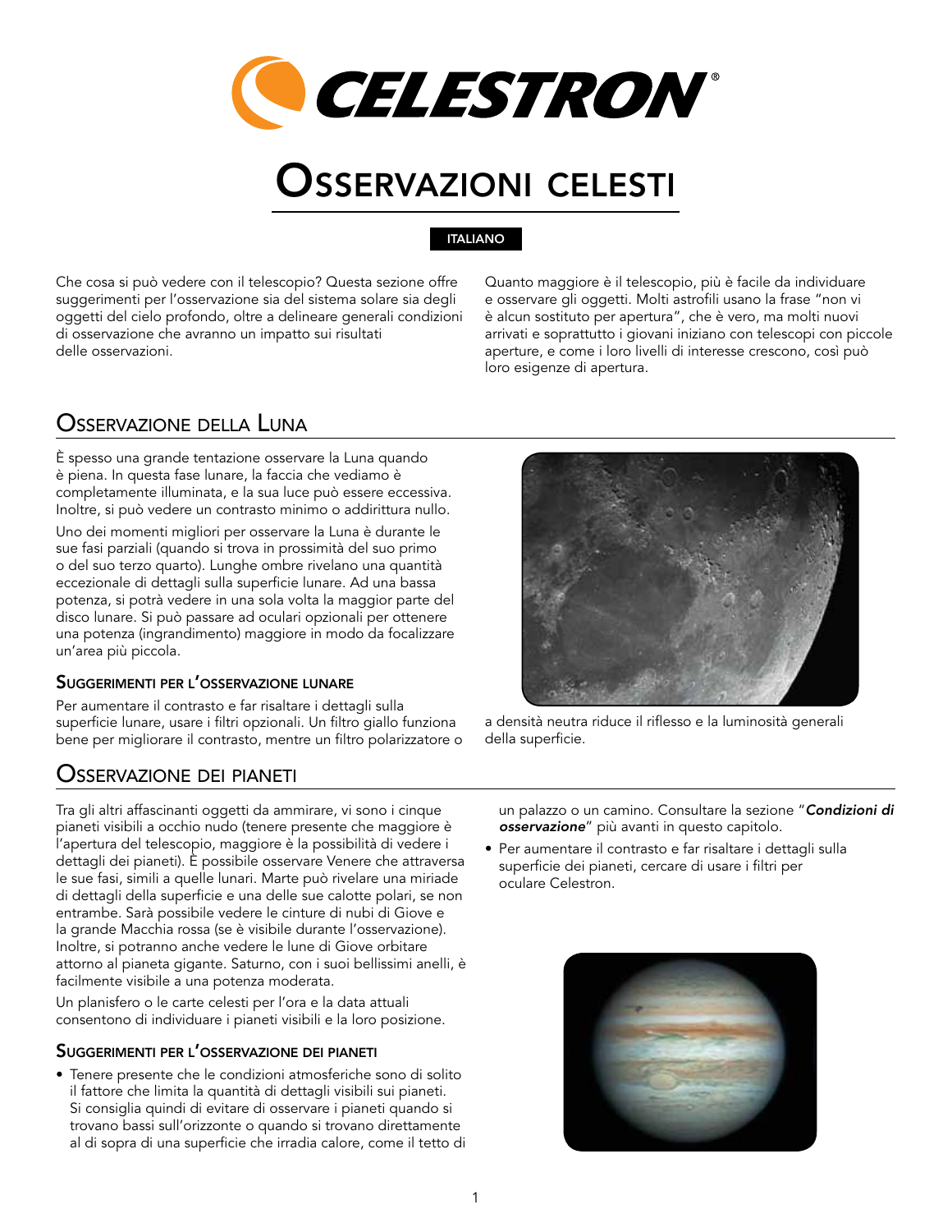# Osservazioni celesti

ITALIANO

Che cosa si può vedere con il telescopio? Questa sezione offre suggerimenti per l'osservazione sia del sistema solare sia degli oggetti del cielo profondo, oltre a delineare generali condizioni di osservazione che avranno un impatto sui risultati delle osservazioni.

Quanto maggiore è il telescopio, più è facile da individuare e osservare gli oggetti. Molti astrofili usano la frase "non vi è alcun sostituto per apertura", che è vero, ma molti nuovi arrivati e soprattutto i giovani iniziano con telescopi con piccole aperture, e come i loro livelli di interesse crescono, così può loro esigenze di apertura.

## Osservazione della Luna

È spesso una grande tentazione osservare la Luna quando è piena. In questa fase lunare, la faccia che vediamo è completamente illuminata, e la sua luce può essere eccessiva. Inoltre, si può vedere un contrasto minimo o addirittura nullo.

Uno dei momenti migliori per osservare la Luna è durante le sue fasi parziali (quando si trova in prossimità del suo primo o del suo terzo quarto). Lunghe ombre rivelano una quantità eccezionale di dettagli sulla superficie lunare. Ad una bassa potenza, si potrà vedere in una sola volta la maggior parte del disco lunare. Si può passare ad oculari opzionali per ottenere una potenza (ingrandimento) maggiore in modo da focalizzare un'area più piccola.

### Suggerimenti per l'osservazione lunare

Per aumentare il contrasto e far risaltare i dettagli sulla superficie lunare, usare i filtri opzionali. Un filtro giallo funziona bene per migliorare il contrasto, mentre un filtro polarizzatore o a densità neutra riduce il riflesso e la luminosità generali della superficie.

## Osservazione dei pianeti

Tra gli altri affascinanti oggetti da ammirare, vi sono i cinque pianeti visibili a occhio nudo (tenere presente che maggiore è l'apertura del telescopio, maggiore è la possibilità di vedere i dettagli dei pianeti). È possibile osservare Venere che attraversa le sue fasi, simili a quelle lunari. Marte può rivelare una miriade di dettagli della superficie e una delle sue calotte polari, se non entrambe. Sarà possibile vedere le cinture di nubi di Giove e la grande Macchia rossa (se è visibile durante l'osservazione). Inoltre, si potranno anche vedere le lune di Giove orbitare attorno al pianeta gigante. Saturno, con i suoi bellissimi anelli, è facilmente visibile a una potenza moderata.

Un planisfero o le carte celesti per l'ora e la data attuali consentono di individuare i pianeti visibili e la loro posizione.

### Suggerimenti per l'osservazione dei pianeti

- Tenere presente che le condizioni atmosferiche sono di solito il fattore che limita la quantità di dettagli visibili sui pianeti. Si consiglia quindi di evitare di osservare i pianeti quando si trovano bassi sull'orizzonte o quando si trovano direttamente al di sopra di una superficie che irradia calore, come il tetto di un palazzo o un camino. Consultare la sezione "***Condizioni di osservazione***" più avanti in questo capitolo.
- Per aumentare il contrasto e far risaltare i dettagli sulla superficie dei pianeti, cercare di usare i filtri per oculare Celestron.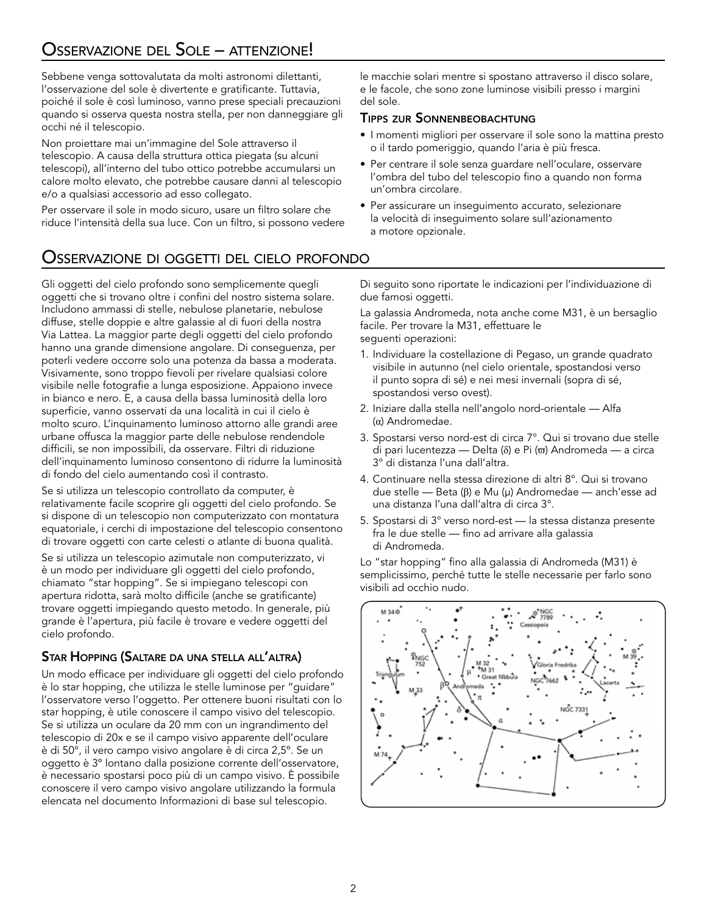## Osservazione del Sole – attenzione!

Sebbene venga sottovalutata da molti astronomi dilettanti, l'osservazione del sole è divertente e gratificante. Tuttavia, poiché il sole è così luminoso, vanno prese speciali precauzioni quando si osserva questa nostra stella, per non danneggiare gli occhi né il telescopio.

Non proiettare mai un'immagine del Sole attraverso il telescopio. A causa della struttura ottica piegata (su alcuni telescopi), all'interno del tubo ottico potrebbe accumularsi un calore molto elevato, che potrebbe causare danni al telescopio e/o a qualsiasi accessorio ad esso collegato.

Per osservare il sole in modo sicuro, usare un filtro solare che riduce l'intensità della sua luce. Con un filtro, si possono vedere le macchie solari mentre si spostano attraverso il disco solare, e le facole, che sono zone luminose visibili presso i margini del sole.

### Tipps zur Sonnenbeobachtung

- I momenti migliori per osservare il sole sono la mattina presto o il tardo pomeriggio, quando l'aria è più fresca.
- Per centrare il sole senza guardare nell'oculare, osservare l'ombra del tubo del telescopio fino a quando non forma un'ombra circolare.
- Per assicurare un inseguimento accurato, selezionare la velocità di inseguimento solare sull'azionamento a motore opzionale.

## Osservazione di oggetti del cielo profondo

Gli oggetti del cielo profondo sono semplicemente quegli oggetti che si trovano oltre i confini del nostro sistema solare. Includono ammassi di stelle, nebulose planetarie, nebulose diffuse, stelle doppie e altre galassie al di fuori della nostra Via Lattea. La maggior parte degli oggetti del cielo profondo hanno una grande dimensione angolare. Di conseguenza, per poterli vedere occorre solo una potenza da bassa a moderata. Visivamente, sono troppo fievoli per rivelare qualsiasi colore visibile nelle fotografie a lunga esposizione. Appaiono invece in bianco e nero. E, a causa della bassa luminosità della loro superficie, vanno osservati da una località in cui il cielo è molto scuro. L'inquinamento luminoso attorno alle grandi aree urbane offusca la maggior parte delle nebulose rendendole difficili, se non impossibili, da osservare. Filtri di riduzione dell'inquinamento luminoso consentono di ridurre la luminosità di fondo del cielo aumentando così il contrasto.

Se si utilizza un telescopio controllato da computer, è relativamente facile scoprire gli oggetti del cielo profondo. Se si dispone di un telescopio non computerizzato con montatura equatoriale, i cerchi di impostazione del telescopio consentono di trovare oggetti con carte celesti o atlante di buona qualità.

Se si utilizza un telescopio azimutale non computerizzato, vi è un modo per individuare gli oggetti del cielo profondo, chiamato "star hopping". Se si impiegano telescopi con apertura ridotta, sarà molto difficile (anche se gratificante) trovare oggetti impiegando questo metodo. In generale, più grande è l'apertura, più facile è trovare e vedere oggetti del cielo profondo.

### Star Hopping (Saltare da una stella all'altra)

Un modo efficace per individuare gli oggetti del cielo profondo è lo star hopping, che utilizza le stelle luminose per "guidare" l'osservatore verso l'oggetto. Per ottenere buoni risultati con lo star hopping, è utile conoscere il campo visivo del telescopio. Se si utilizza un oculare da 20 mm con un ingrandimento del telescopio di 20x e se il campo visivo apparente dell'oculare è di 50°, il vero campo visivo angolare è di circa 2,5°. Se un oggetto è 3° lontano dalla posizione corrente dell'osservatore, è necessario spostarsi poco più di un campo visivo. È possibile conoscere il vero campo visivo angolare utilizzando la formula elencata nel documento Informazioni di base sul telescopio.

Di seguito sono riportate le indicazioni per l'individuazione di due famosi oggetti.

La galassia Andromeda, nota anche come M31, è un bersaglio facile. Per trovare la M31, effettuare le seguenti operazioni:

1. Individuare la costellazione di Pegaso, un grande quadrato visibile in autunno (nel cielo orientale, spostandosi verso il punto sopra di sé) e nei mesi invernali (sopra di sé, spostandosi verso ovest).
2. Iniziare dalla stella nell'angolo nord-orientale — Alfa (α) Andromedae.
3. Spostarsi verso nord-est di circa 7°. Qui si trovano due stelle di pari lucentezza — Delta (δ) e Pi (ϖ) Andromeda — a circa 3° di distanza l'una dall'altra.
4. Continuare nella stessa direzione di altri 8°. Qui si trovano due stelle — Beta (β) e Mu (μ) Andromedae — anch'esse ad una distanza l'una dall'altra di circa 3°.
5. Spostarsi di 3° verso nord-est — la stessa distanza presente fra le due stelle — fino ad arrivare alla galassia di Andromeda.

Lo "star hopping" fino alla galassia di Andromeda (M31) è semplicissimo, perché tutte le stelle necessarie per farlo sono visibili ad occhio nudo.

M 34
NGC 7789
Cassiopeia
M 39
NGC 752
M 32
M 31
Great Nebula
Gloria Fredrika
Triangulum
μ
NGC 7662
Lacerta
β
Andromeda
M 33
π
δ
NGC 7331
α
M 74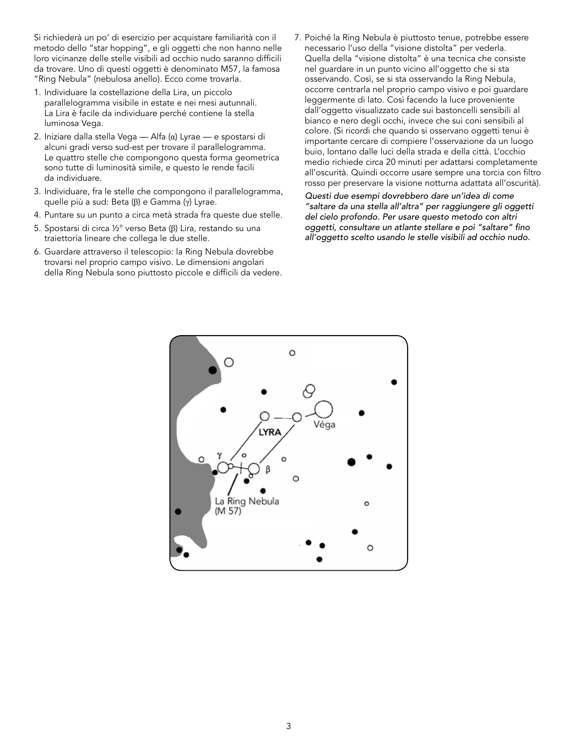Si richiederà un po' di esercizio per acquistare familiarità con il metodo dello "star hopping", e gli oggetti che non hanno nelle loro vicinanze delle stelle visibili ad occhio nudo saranno difficili da trovare. Uno di questi oggetti è denominato M57, la famosa "Ring Nebula" (nebulosa anello). Ecco come trovarla.

1. Individuare la costellazione della Lira, un piccolo parallelogramma visibile in estate e nei mesi autunnali. La Lira è facile da individuare perché contiene la stella luminosa Vega.
2. Iniziare dalla stella Vega — Alfa (α) Lyrae — e spostarsi di alcuni gradi verso sud-est per trovare il parallelogramma. Le quattro stelle che compongono questa forma geometrica sono tutte di luminosità simile, e questo le rende facili da individuare.
3. Individuare, fra le stelle che compongono il parallelogramma, quelle più a sud: Beta (β) e Gamma (γ) Lyrae.
4. Puntare su un punto a circa metà strada fra queste due stelle.
5. Spostarsi di circa ½° verso Beta (β) Lira, restando su una traiettoria lineare che collega le due stelle.
6. Guardare attraverso il telescopio: la Ring Nebula dovrebbe trovarsi nel proprio campo visivo. Le dimensioni angolari della Ring Nebula sono piuttosto piccole e difficili da vedere.
7. Poiché la Ring Nebula è piuttosto tenue, potrebbe essere necessario l'uso della "visione distolta" per vederla. Quella della "visione distolta" è una tecnica che consiste nel guardare in un punto vicino all'oggetto che si sta osservando. Così, se si sta osservando la Ring Nebula, occorre centrarla nel proprio campo visivo e poi guardare leggermente di lato. Così facendo la luce proveniente dall'oggetto visualizzato cade sui bastoncelli sensibili al bianco e nero degli occhi, invece che sui coni sensibili al colore. (Si ricordi che quando si osservano oggetti tenui è importante cercare di compiere l'osservazione da un luogo buio, lontano dalle luci della strada e della città. L'occhio medio richiede circa 20 minuti per adattarsi completamente all'oscurità. Quindi occorre usare sempre una torcia con filtro rosso per preservare la visione notturna adattata all'oscurità).

*Questi due esempi dovrebbero dare un'idea di come "saltare da una stella all'altra" per raggiungere gli oggetti del cielo profondo. Per usare questo metodo con altri oggetti, consultare un atlante stellare e poi "saltare" fino all'oggetto scelto usando le stelle visibili ad occhio nudo.*

LYRA

Véga

γ

β

La Ring Nebula (M 57)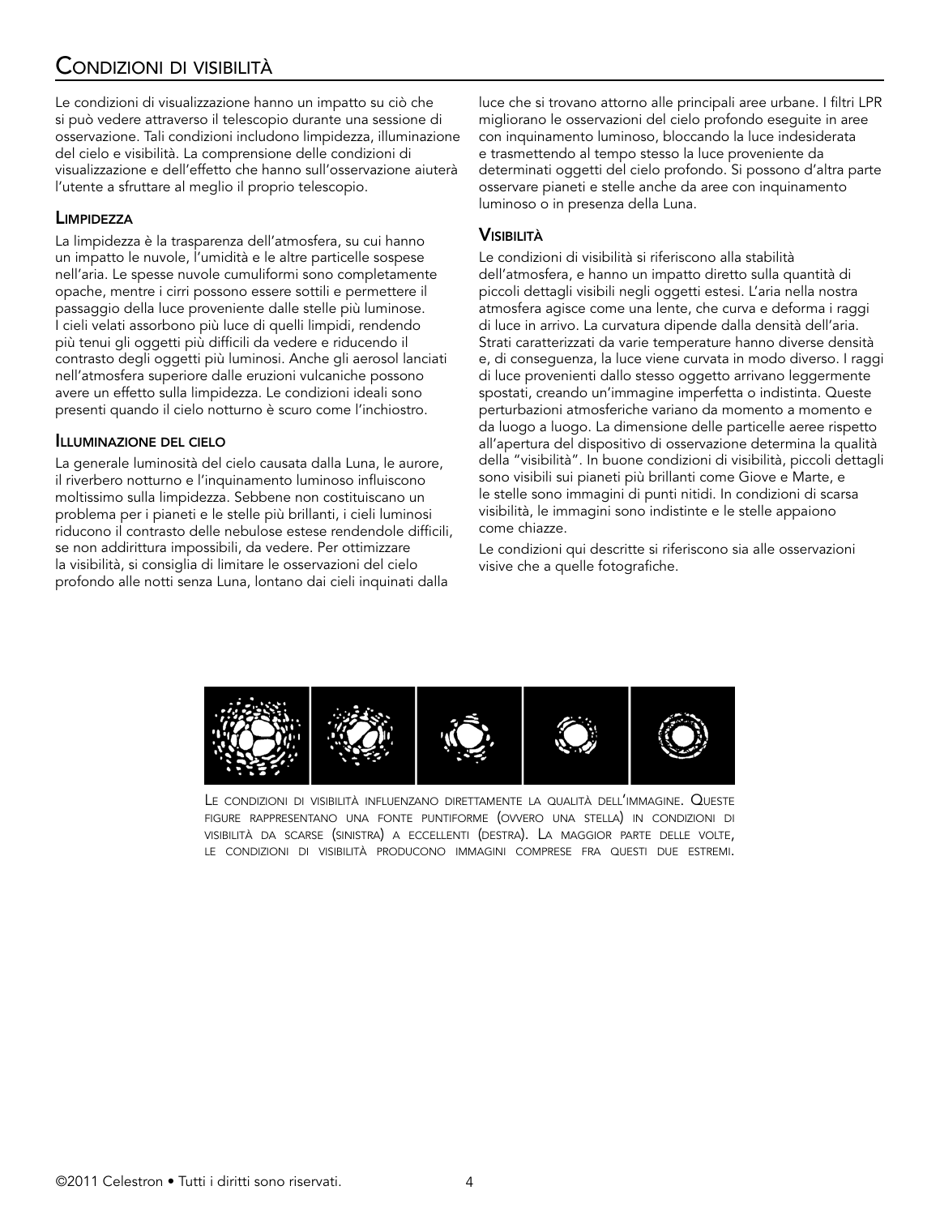# Condizioni di visibilità

Le condizioni di visualizzazione hanno un impatto su ciò che si può vedere attraverso il telescopio durante una sessione di osservazione. Tali condizioni includono limpidezza, illuminazione del cielo e visibilità. La comprensione delle condizioni di visualizzazione e dell'effetto che hanno sull'osservazione aiuterà l'utente a sfruttare al meglio il proprio telescopio.

## Limpidezza

La limpidezza è la trasparenza dell'atmosfera, su cui hanno un impatto le nuvole, l'umidità e le altre particelle sospese nell'aria. Le spesse nuvole cumuliformi sono completamente opache, mentre i cirri possono essere sottili e permettere il passaggio della luce proveniente dalle stelle più luminose. I cieli velati assorbono più luce di quelli limpidi, rendendo più tenui gli oggetti più difficili da vedere e riducendo il contrasto degli oggetti più luminosi. Anche gli aerosol lanciati nell'atmosfera superiore dalle eruzioni vulcaniche possono avere un effetto sulla limpidezza. Le condizioni ideali sono presenti quando il cielo notturno è scuro come l'inchiostro.

## Illuminazione del cielo

La generale luminosità del cielo causata dalla Luna, le aurore, il riverbero notturno e l'inquinamento luminoso influiscono moltissimo sulla limpidezza. Sebbene non costituiscano un problema per i pianeti e le stelle più brillanti, i cieli luminosi riducono il contrasto delle nebulose estese rendendole difficili, se non addirittura impossibili, da vedere. Per ottimizzare la visibilità, si consiglia di limitare le osservazioni del cielo profondo alle notti senza Luna, lontano dai cieli inquinati dalla luce che si trovano attorno alle principali aree urbane. I filtri LPR migliorano le osservazioni del cielo profondo eseguite in aree con inquinamento luminoso, bloccando la luce indesiderata e trasmettendo al tempo stesso la luce proveniente da determinati oggetti del cielo profondo. Si possono d'altra parte osservare pianeti e stelle anche da aree con inquinamento luminoso o in presenza della Luna.

## Visibilità

Le condizioni di visibilità si riferiscono alla stabilità dell'atmosfera, e hanno un impatto diretto sulla quantità di piccoli dettagli visibili negli oggetti estesi. L'aria nella nostra atmosfera agisce come una lente, che curva e deforma i raggi di luce in arrivo. La curvatura dipende dalla densità dell'aria. Strati caratterizzati da varie temperature hanno diverse densità e, di conseguenza, la luce viene curvata in modo diverso. I raggi di luce provenienti dallo stesso oggetto arrivano leggermente spostati, creando un'immagine imperfetta o indistinta. Queste perturbazioni atmosferiche variano da momento a momento e da luogo a luogo. La dimensione delle particelle aeree rispetto all'apertura del dispositivo di osservazione determina la qualità della "visibilità". In buone condizioni di visibilità, piccoli dettagli sono visibili sui pianeti più brillanti come Giove e Marte, e le stelle sono immagini di punti nitidi. In condizioni di scarsa visibilità, le immagini sono indistinte e le stelle appaiono come chiazze.

Le condizioni qui descritte si riferiscono sia alle osservazioni visive che a quelle fotografiche.

Le condizioni di visibilità influenzano direttamente la qualità dell'immagine. Queste figure rappresentano una fonte puntiforme (ovvero una stella) in condizioni di visibilità da scarse (sinistra) a eccellenti (destra). La maggior parte delle volte, le condizioni di visibilità producono immagini comprese fra questi due estremi.

©2011 Celestron • Tutti i diritti sono riservati.